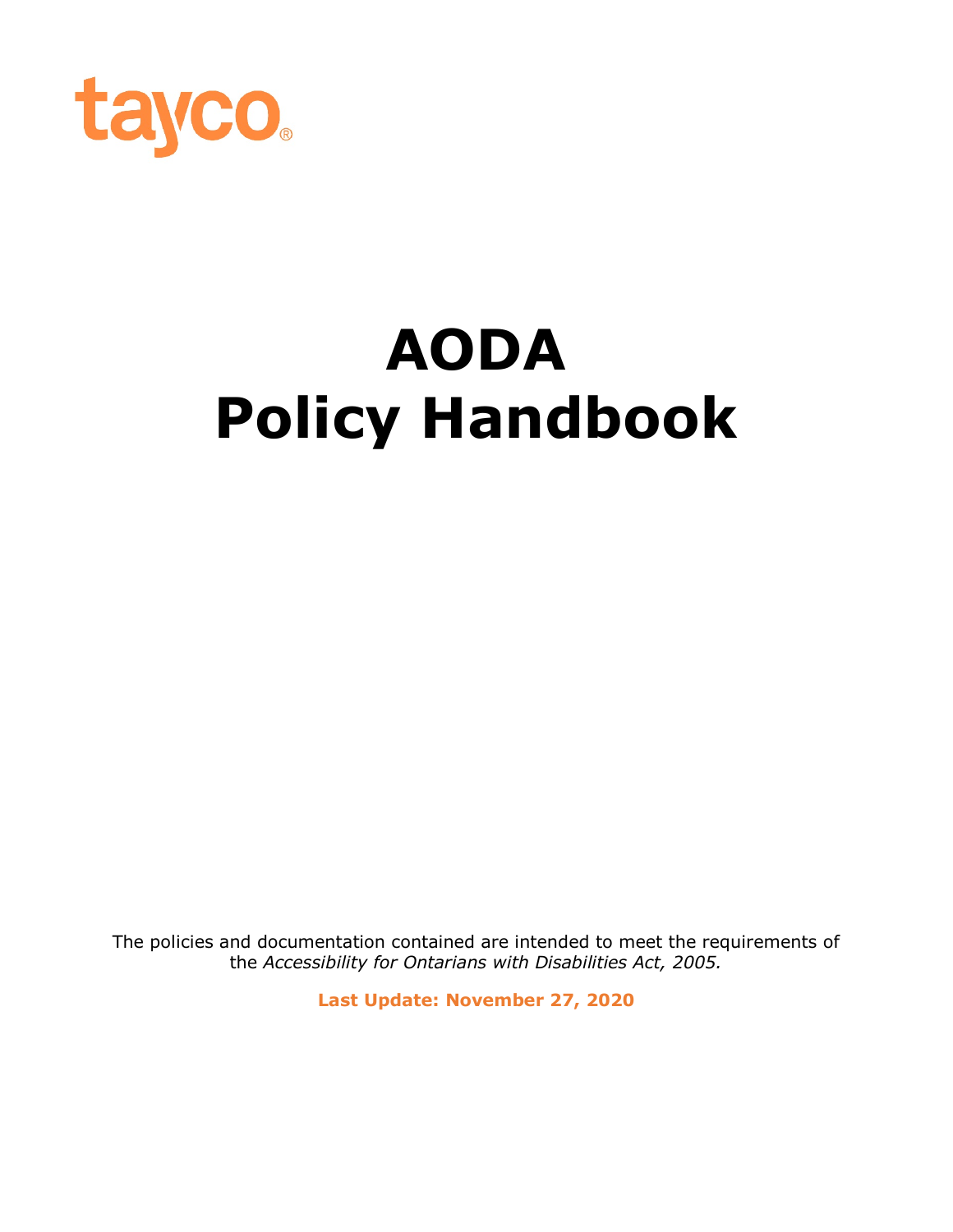tayco®

# AODA
# Policy Handbook

The policies and documentation contained are intended to meet the requirements of the *Accessibility for Ontarians with Disabilities Act, 2005.*

**Last Update: November 27, 2020**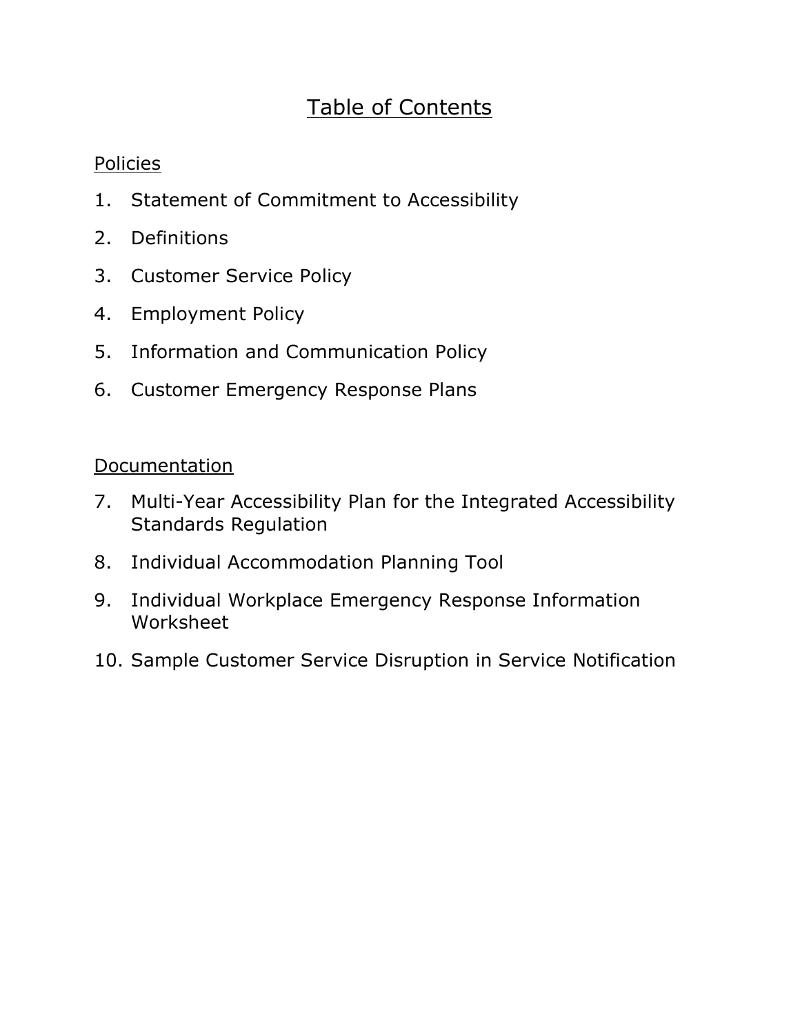# Table of Contents

## Policies

1. Statement of Commitment to Accessibility
2. Definitions
3. Customer Service Policy
4. Employment Policy
5. Information and Communication Policy
6. Customer Emergency Response Plans

## Documentation

7. Multi-Year Accessibility Plan for the Integrated Accessibility Standards Regulation
8. Individual Accommodation Planning Tool
9. Individual Workplace Emergency Response Information Worksheet
10. Sample Customer Service Disruption in Service Notification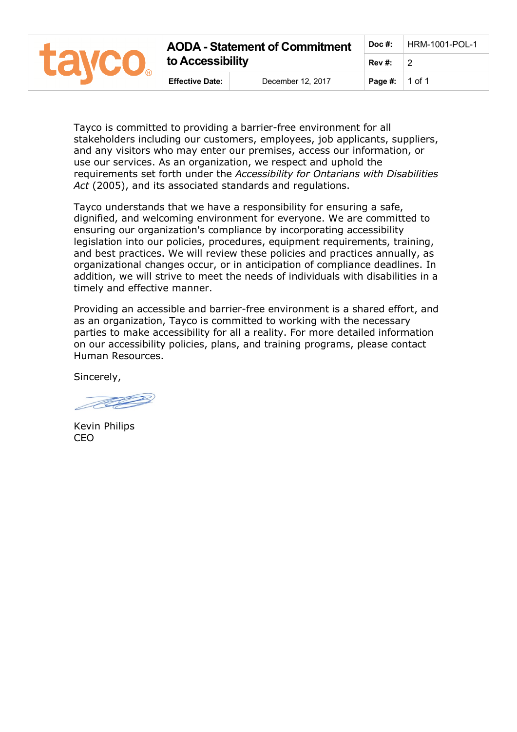| tayco® | AODA - Statement of Commitment to Accessibility | | Doc #: | HRM-1001-POL-1 |
|---|---|---|---|---|
| | | | Rev #: | 2 |
| | Effective Date: | December 12, 2017 | Page #: | 1 of 1 |

Tayco is committed to providing a barrier-free environment for all stakeholders including our customers, employees, job applicants, suppliers, and any visitors who may enter our premises, access our information, or use our services. As an organization, we respect and uphold the requirements set forth under the *Accessibility for Ontarians with Disabilities Act* (2005), and its associated standards and regulations.

Tayco understands that we have a responsibility for ensuring a safe, dignified, and welcoming environment for everyone. We are committed to ensuring our organization's compliance by incorporating accessibility legislation into our policies, procedures, equipment requirements, training, and best practices. We will review these policies and practices annually, as organizational changes occur, or in anticipation of compliance deadlines. In addition, we will strive to meet the needs of individuals with disabilities in a timely and effective manner.

Providing an accessible and barrier-free environment is a shared effort, and as an organization, Tayco is committed to working with the necessary parties to make accessibility for all a reality. For more detailed information on our accessibility policies, plans, and training programs, please contact Human Resources.

Sincerely,

Kevin Philips
CEO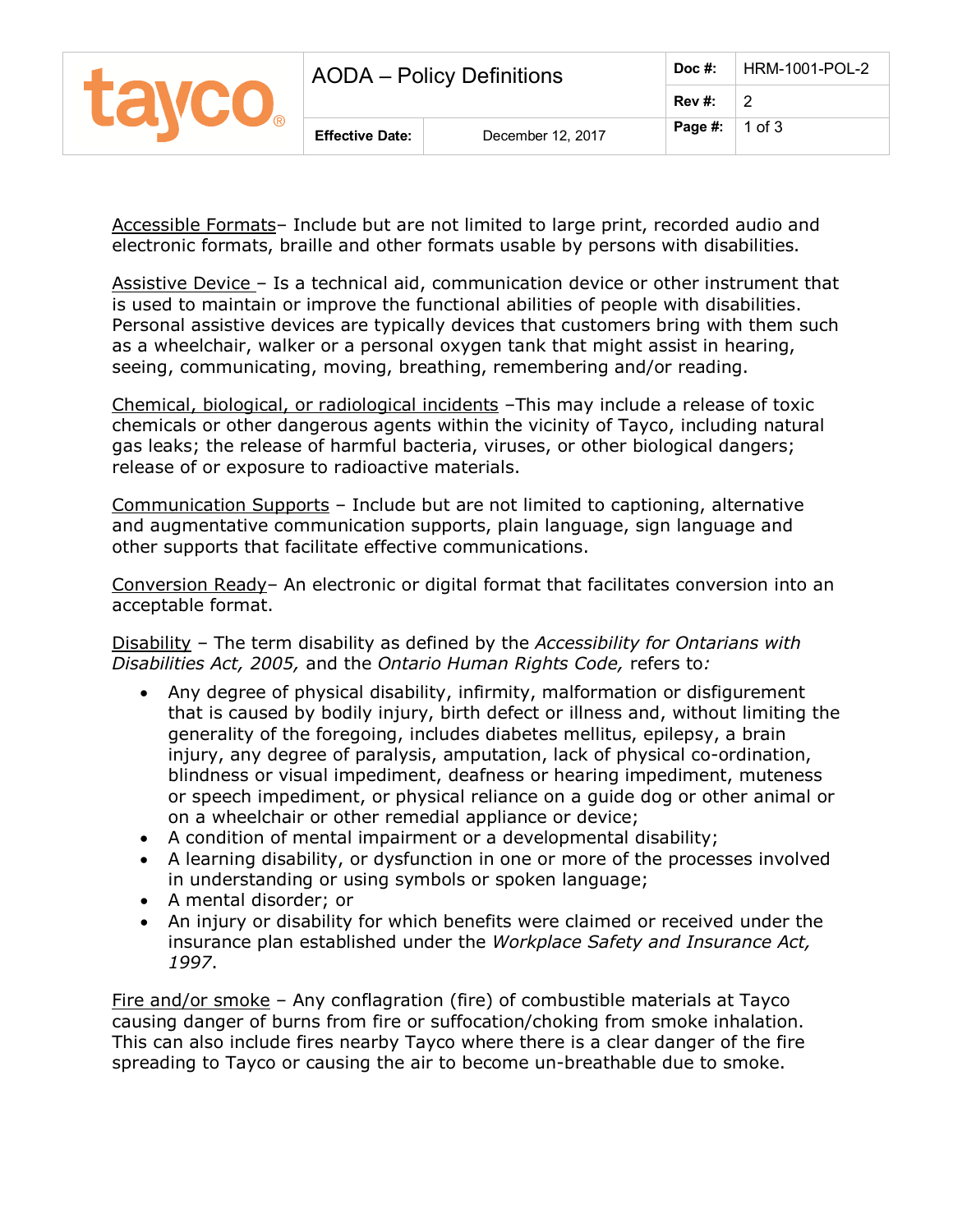<u>Accessible Formats</u>– Include but are not limited to large print, recorded audio and electronic formats, braille and other formats usable by persons with disabilities.

<u>Assistive Device</u> – Is a technical aid, communication device or other instrument that is used to maintain or improve the functional abilities of people with disabilities. Personal assistive devices are typically devices that customers bring with them such as a wheelchair, walker or a personal oxygen tank that might assist in hearing, seeing, communicating, moving, breathing, remembering and/or reading.

<u>Chemical, biological, or radiological incidents</u> –This may include a release of toxic chemicals or other dangerous agents within the vicinity of Tayco, including natural gas leaks; the release of harmful bacteria, viruses, or other biological dangers; release of or exposure to radioactive materials.

<u>Communication Supports</u> – Include but are not limited to captioning, alternative and augmentative communication supports, plain language, sign language and other supports that facilitate effective communications.

<u>Conversion Ready</u>– An electronic or digital format that facilitates conversion into an acceptable format.

<u>Disability</u> – The term disability as defined by the *Accessibility for Ontarians with Disabilities Act, 2005,* and the *Ontario Human Rights Code,* refers to:

- Any degree of physical disability, infirmity, malformation or disfigurement that is caused by bodily injury, birth defect or illness and, without limiting the generality of the foregoing, includes diabetes mellitus, epilepsy, a brain injury, any degree of paralysis, amputation, lack of physical co-ordination, blindness or visual impediment, deafness or hearing impediment, muteness or speech impediment, or physical reliance on a guide dog or other animal or on a wheelchair or other remedial appliance or device;
- A condition of mental impairment or a developmental disability;
- A learning disability, or dysfunction in one or more of the processes involved in understanding or using symbols or spoken language;
- A mental disorder; or
- An injury or disability for which benefits were claimed or received under the insurance plan established under the *Workplace Safety and Insurance Act, 1997*.

<u>Fire and/or smoke</u> – Any conflagration (fire) of combustible materials at Tayco causing danger of burns from fire or suffocation/choking from smoke inhalation. This can also include fires nearby Tayco where there is a clear danger of the fire spreading to Tayco or causing the air to become un-breathable due to smoke.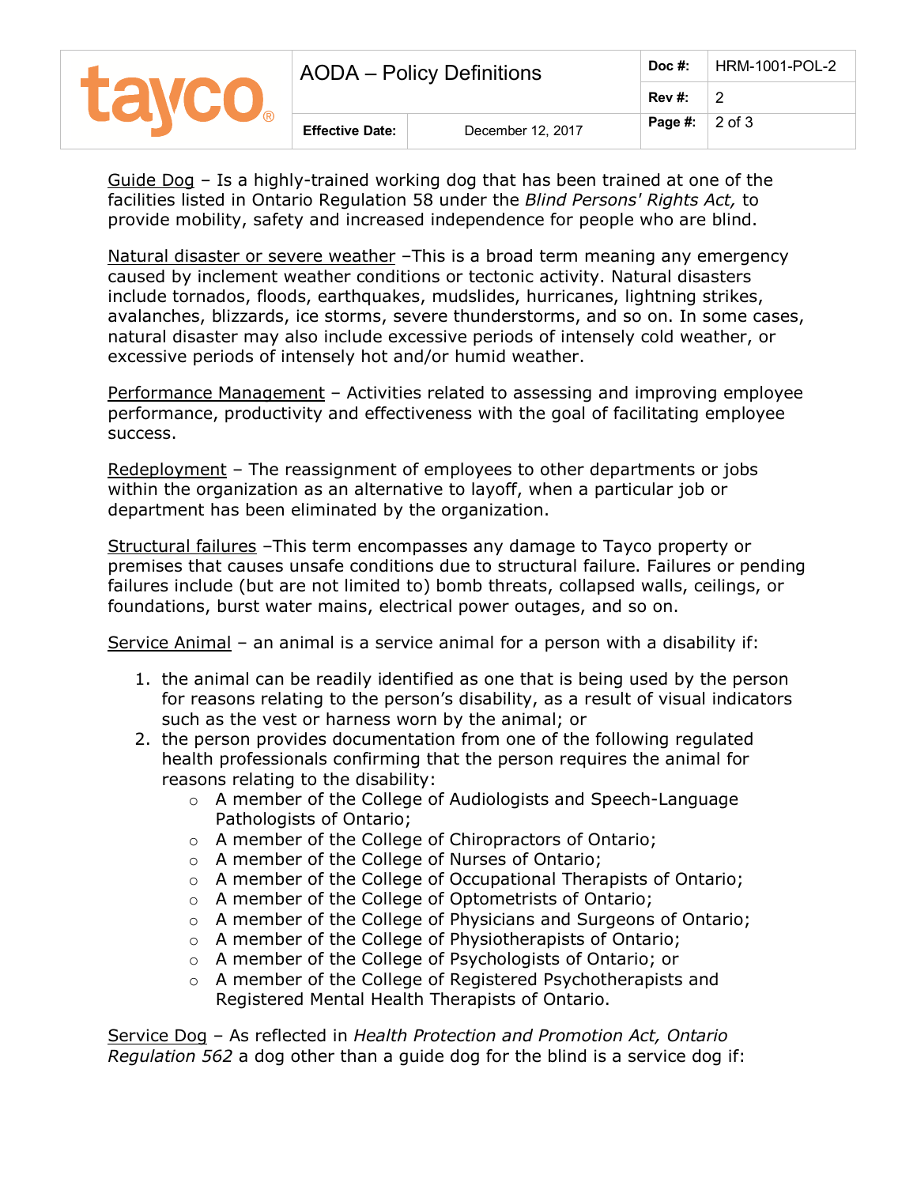Guide Dog – Is a highly-trained working dog that has been trained at one of the facilities listed in Ontario Regulation 58 under the *Blind Persons' Rights Act,* to provide mobility, safety and increased independence for people who are blind.

Natural disaster or severe weather –This is a broad term meaning any emergency caused by inclement weather conditions or tectonic activity. Natural disasters include tornados, floods, earthquakes, mudslides, hurricanes, lightning strikes, avalanches, blizzards, ice storms, severe thunderstorms, and so on. In some cases, natural disaster may also include excessive periods of intensely cold weather, or excessive periods of intensely hot and/or humid weather.

Performance Management – Activities related to assessing and improving employee performance, productivity and effectiveness with the goal of facilitating employee success.

Redeployment – The reassignment of employees to other departments or jobs within the organization as an alternative to layoff, when a particular job or department has been eliminated by the organization.

Structural failures –This term encompasses any damage to Tayco property or premises that causes unsafe conditions due to structural failure. Failures or pending failures include (but are not limited to) bomb threats, collapsed walls, ceilings, or foundations, burst water mains, electrical power outages, and so on.

Service Animal – an animal is a service animal for a person with a disability if:

1. the animal can be readily identified as one that is being used by the person for reasons relating to the person's disability, as a result of visual indicators such as the vest or harness worn by the animal; or
2. the person provides documentation from one of the following regulated health professionals confirming that the person requires the animal for reasons relating to the disability:
   - A member of the College of Audiologists and Speech-Language Pathologists of Ontario;
   - A member of the College of Chiropractors of Ontario;
   - A member of the College of Nurses of Ontario;
   - A member of the College of Occupational Therapists of Ontario;
   - A member of the College of Optometrists of Ontario;
   - A member of the College of Physicians and Surgeons of Ontario;
   - A member of the College of Physiotherapists of Ontario;
   - A member of the College of Psychologists of Ontario; or
   - A member of the College of Registered Psychotherapists and Registered Mental Health Therapists of Ontario.

Service Dog – As reflected in *Health Protection and Promotion Act, Ontario Regulation 562* a dog other than a guide dog for the blind is a service dog if: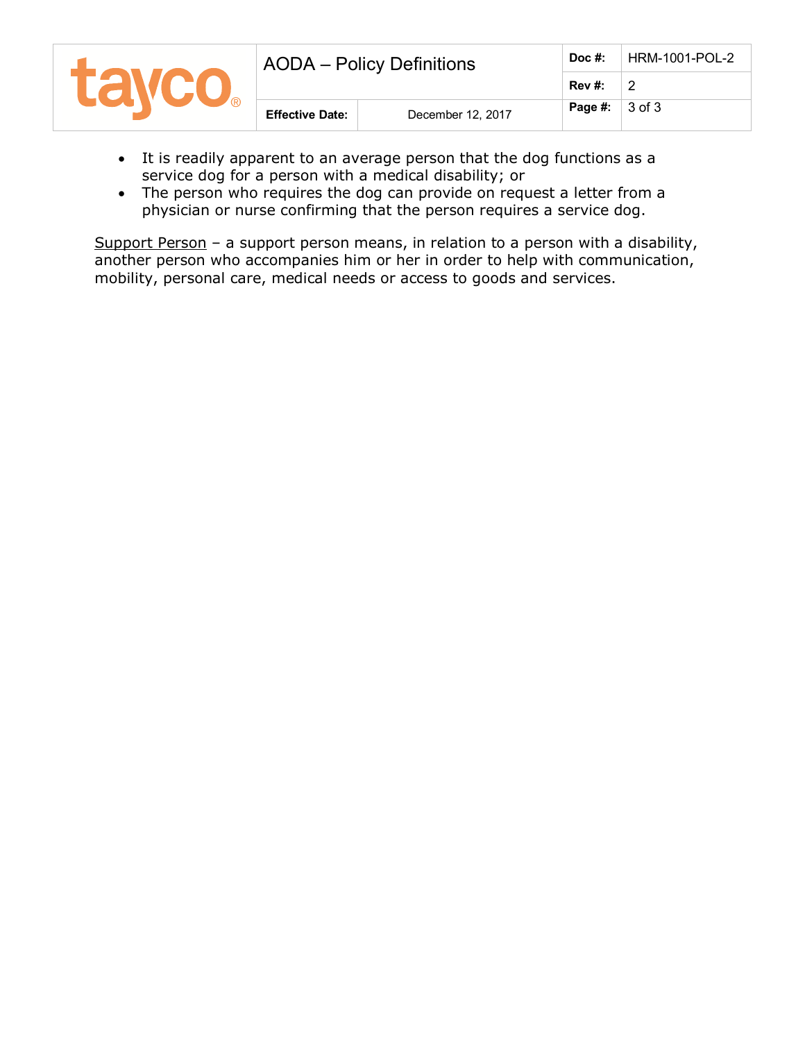- It is readily apparent to an average person that the dog functions as a service dog for a person with a medical disability; or
- The person who requires the dog can provide on request a letter from a physician or nurse confirming that the person requires a service dog.

<u>Support Person</u> – a support person means, in relation to a person with a disability, another person who accompanies him or her in order to help with communication, mobility, personal care, medical needs or access to goods and services.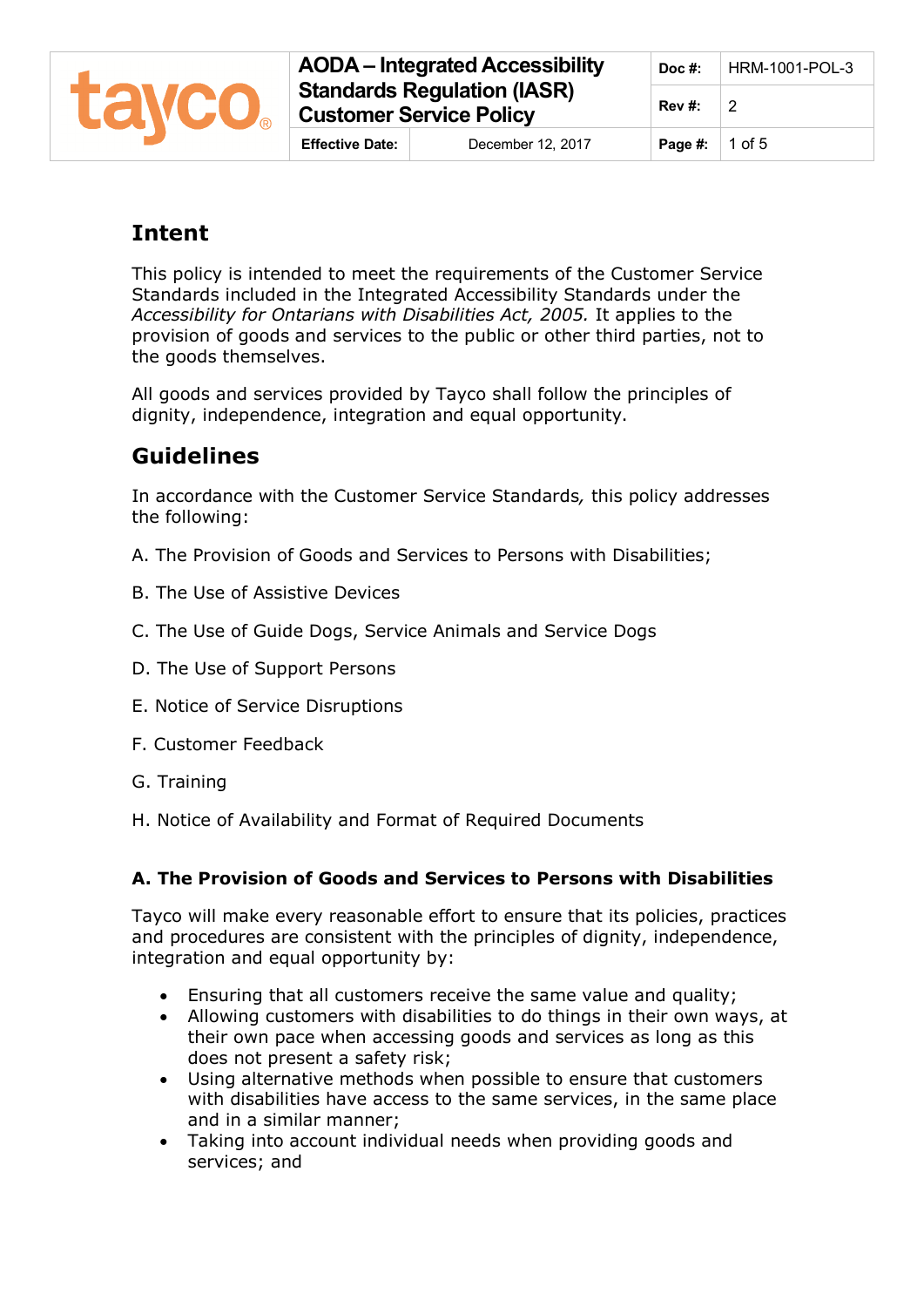## Intent

This policy is intended to meet the requirements of the Customer Service Standards included in the Integrated Accessibility Standards under the *Accessibility for Ontarians with Disabilities Act, 2005.* It applies to the provision of goods and services to the public or other third parties, not to the goods themselves.

All goods and services provided by Tayco shall follow the principles of dignity, independence, integration and equal opportunity.

## Guidelines

In accordance with the Customer Service Standards*,* this policy addresses the following:

A. The Provision of Goods and Services to Persons with Disabilities;

B. The Use of Assistive Devices

C. The Use of Guide Dogs, Service Animals and Service Dogs

D. The Use of Support Persons

E. Notice of Service Disruptions

F. Customer Feedback

G. Training

H. Notice of Availability and Format of Required Documents

### A. The Provision of Goods and Services to Persons with Disabilities

Tayco will make every reasonable effort to ensure that its policies, practices and procedures are consistent with the principles of dignity, independence, integration and equal opportunity by:

- Ensuring that all customers receive the same value and quality;
- Allowing customers with disabilities to do things in their own ways, at their own pace when accessing goods and services as long as this does not present a safety risk;
- Using alternative methods when possible to ensure that customers with disabilities have access to the same services, in the same place and in a similar manner;
- Taking into account individual needs when providing goods and services; and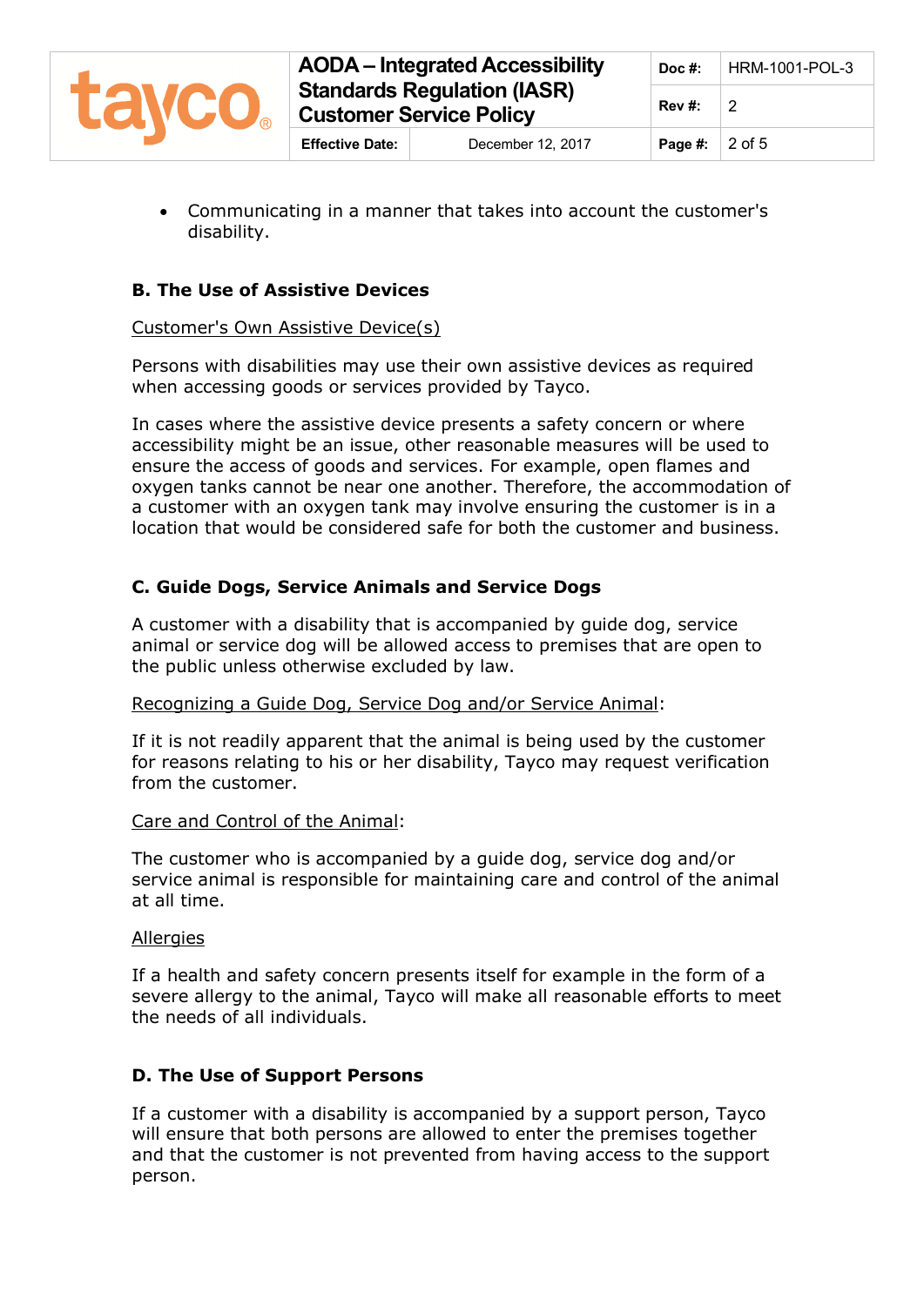- Communicating in a manner that takes into account the customer's disability.

### B. The Use of Assistive Devices

Customer's Own Assistive Device(s)

Persons with disabilities may use their own assistive devices as required when accessing goods or services provided by Tayco.

In cases where the assistive device presents a safety concern or where accessibility might be an issue, other reasonable measures will be used to ensure the access of goods and services. For example, open flames and oxygen tanks cannot be near one another. Therefore, the accommodation of a customer with an oxygen tank may involve ensuring the customer is in a location that would be considered safe for both the customer and business.

### C. Guide Dogs, Service Animals and Service Dogs

A customer with a disability that is accompanied by guide dog, service animal or service dog will be allowed access to premises that are open to the public unless otherwise excluded by law.

Recognizing a Guide Dog, Service Dog and/or Service Animal:

If it is not readily apparent that the animal is being used by the customer for reasons relating to his or her disability, Tayco may request verification from the customer.

Care and Control of the Animal:

The customer who is accompanied by a guide dog, service dog and/or service animal is responsible for maintaining care and control of the animal at all time.

Allergies

If a health and safety concern presents itself for example in the form of a severe allergy to the animal, Tayco will make all reasonable efforts to meet the needs of all individuals.

### D. The Use of Support Persons

If a customer with a disability is accompanied by a support person, Tayco will ensure that both persons are allowed to enter the premises together and that the customer is not prevented from having access to the support person.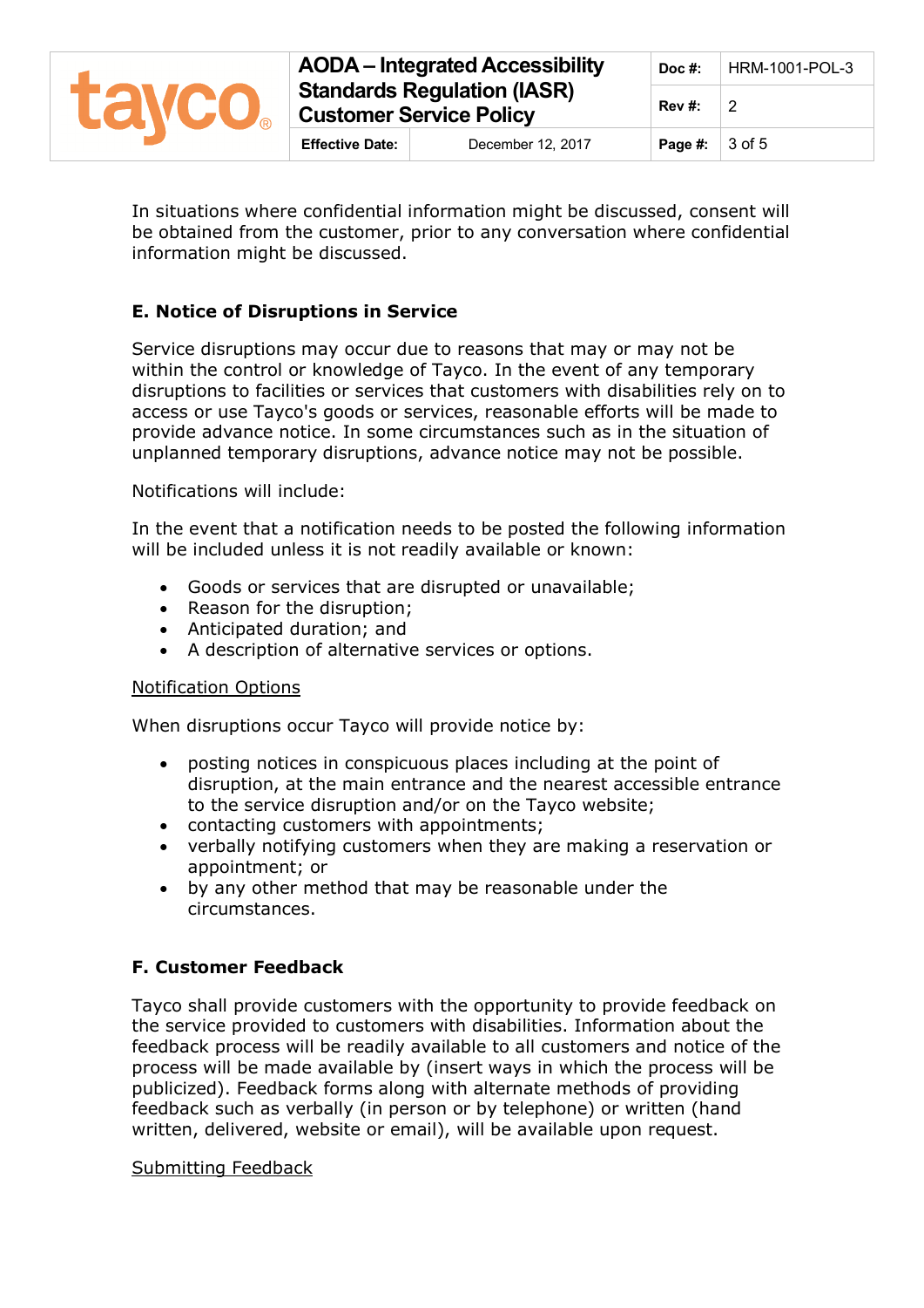In situations where confidential information might be discussed, consent will be obtained from the customer, prior to any conversation where confidential information might be discussed.

### E. Notice of Disruptions in Service

Service disruptions may occur due to reasons that may or may not be within the control or knowledge of Tayco. In the event of any temporary disruptions to facilities or services that customers with disabilities rely on to access or use Tayco's goods or services, reasonable efforts will be made to provide advance notice. In some circumstances such as in the situation of unplanned temporary disruptions, advance notice may not be possible.

Notifications will include:

In the event that a notification needs to be posted the following information will be included unless it is not readily available or known:

- Goods or services that are disrupted or unavailable;
- Reason for the disruption;
- Anticipated duration; and
- A description of alternative services or options.

<u>Notification Options</u>

When disruptions occur Tayco will provide notice by:

- posting notices in conspicuous places including at the point of disruption, at the main entrance and the nearest accessible entrance to the service disruption and/or on the Tayco website;
- contacting customers with appointments;
- verbally notifying customers when they are making a reservation or appointment; or
- by any other method that may be reasonable under the circumstances.

### F. Customer Feedback

Tayco shall provide customers with the opportunity to provide feedback on the service provided to customers with disabilities. Information about the feedback process will be readily available to all customers and notice of the process will be made available by (insert ways in which the process will be publicized). Feedback forms along with alternate methods of providing feedback such as verbally (in person or by telephone) or written (hand written, delivered, website or email), will be available upon request.

<u>Submitting Feedback</u>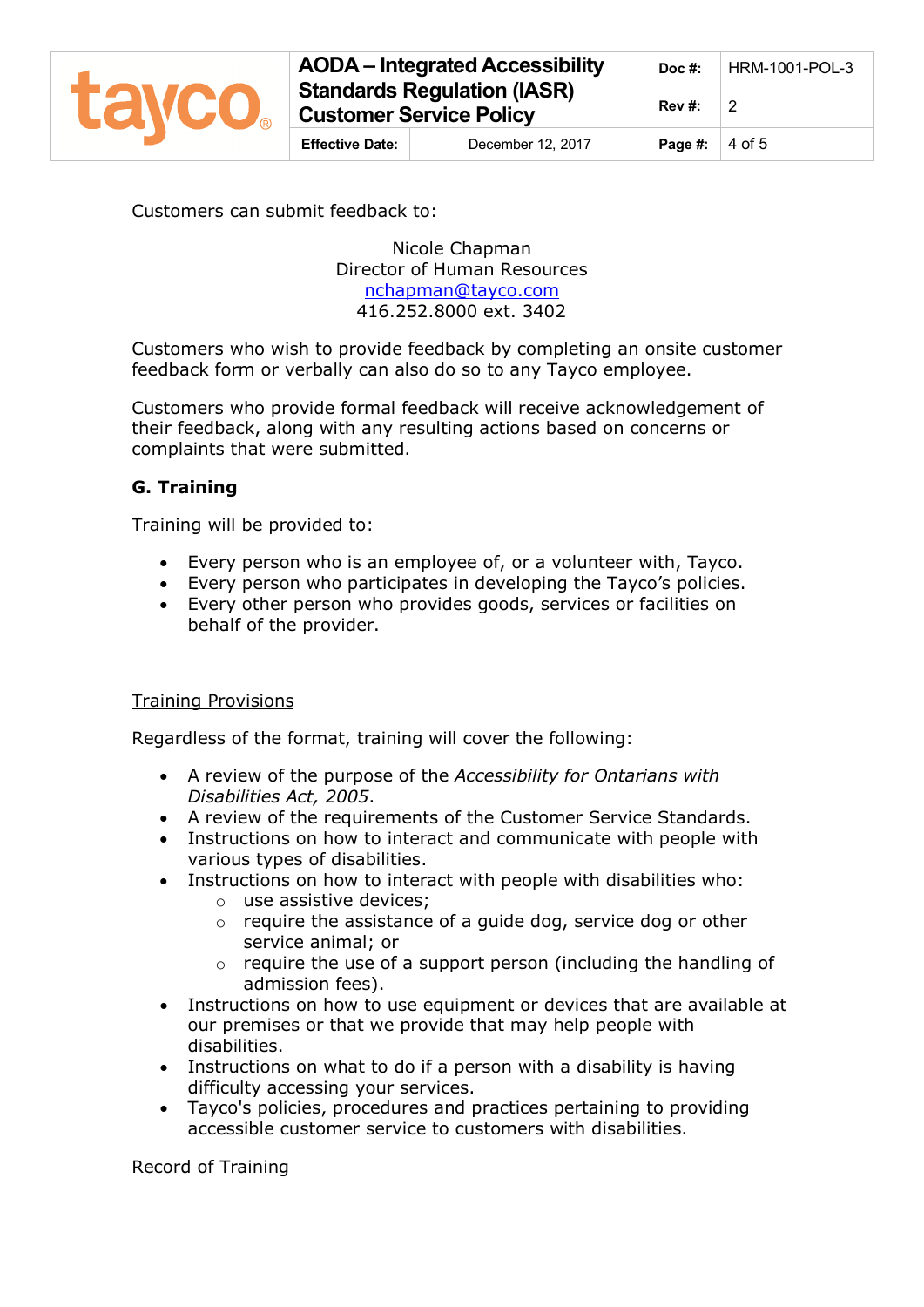Customers can submit feedback to:

Nicole Chapman
Director of Human Resources
nchapman@tayco.com
416.252.8000 ext. 3402

Customers who wish to provide feedback by completing an onsite customer feedback form or verbally can also do so to any Tayco employee.

Customers who provide formal feedback will receive acknowledgement of their feedback, along with any resulting actions based on concerns or complaints that were submitted.

### G. Training

Training will be provided to:

- Every person who is an employee of, or a volunteer with, Tayco.
- Every person who participates in developing the Tayco's policies.
- Every other person who provides goods, services or facilities on behalf of the provider.

Training Provisions

Regardless of the format, training will cover the following:

- A review of the purpose of the *Accessibility for Ontarians with Disabilities Act, 2005*.
- A review of the requirements of the Customer Service Standards.
- Instructions on how to interact and communicate with people with various types of disabilities.
- Instructions on how to interact with people with disabilities who:
  - use assistive devices;
  - require the assistance of a guide dog, service dog or other service animal; or
  - require the use of a support person (including the handling of admission fees).
- Instructions on how to use equipment or devices that are available at our premises or that we provide that may help people with disabilities.
- Instructions on what to do if a person with a disability is having difficulty accessing your services.
- Tayco's policies, procedures and practices pertaining to providing accessible customer service to customers with disabilities.

Record of Training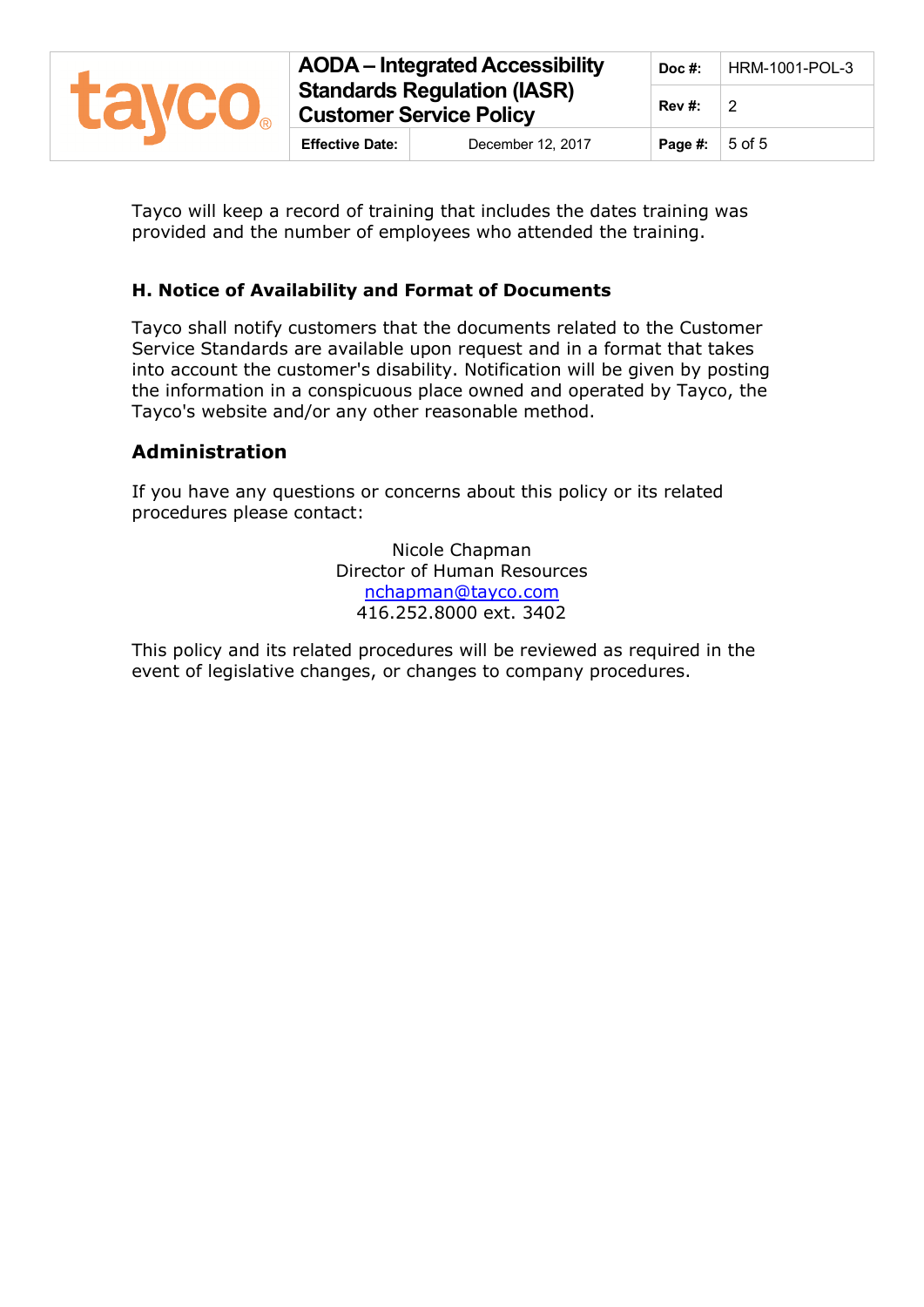Tayco will keep a record of training that includes the dates training was provided and the number of employees who attended the training.

### H. Notice of Availability and Format of Documents

Tayco shall notify customers that the documents related to the Customer Service Standards are available upon request and in a format that takes into account the customer's disability. Notification will be given by posting the information in a conspicuous place owned and operated by Tayco, the Tayco's website and/or any other reasonable method.

## Administration

If you have any questions or concerns about this policy or its related procedures please contact:

Nicole Chapman
Director of Human Resources
nchapman@tayco.com
416.252.8000 ext. 3402

This policy and its related procedures will be reviewed as required in the event of legislative changes, or changes to company procedures.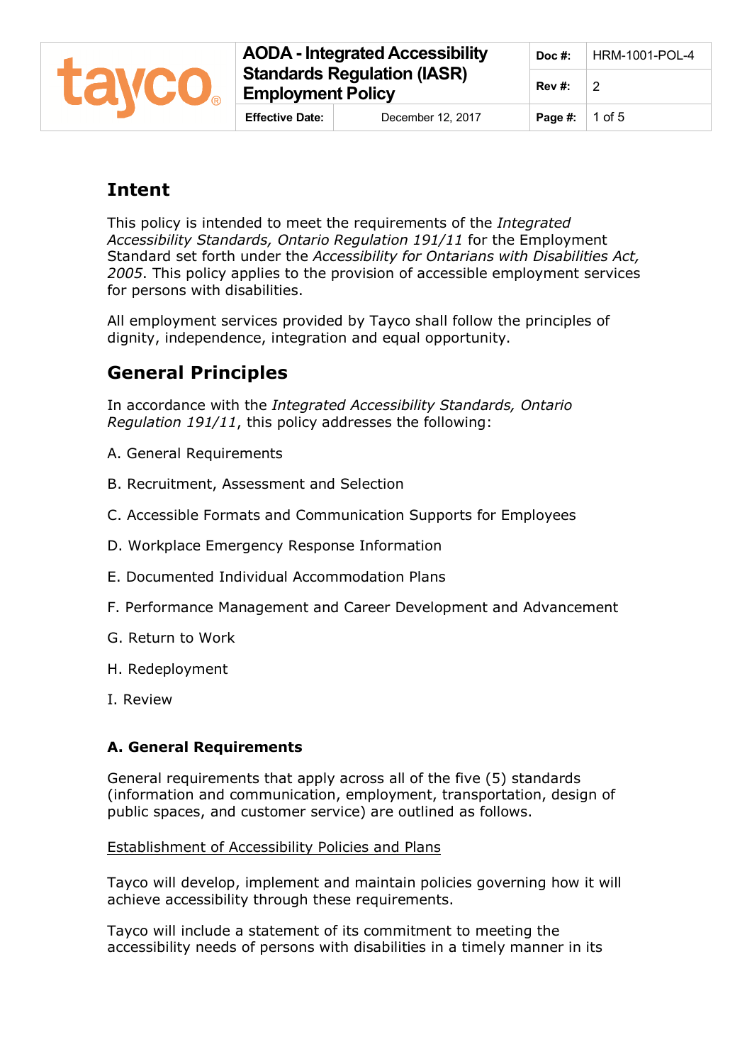## Intent

This policy is intended to meet the requirements of the *Integrated Accessibility Standards, Ontario Regulation 191/11* for the Employment Standard set forth under the *Accessibility for Ontarians with Disabilities Act, 2005*. This policy applies to the provision of accessible employment services for persons with disabilities.

All employment services provided by Tayco shall follow the principles of dignity, independence, integration and equal opportunity.

## General Principles

In accordance with the *Integrated Accessibility Standards, Ontario Regulation 191/11*, this policy addresses the following:

A. General Requirements

B. Recruitment, Assessment and Selection

C. Accessible Formats and Communication Supports for Employees

D. Workplace Emergency Response Information

E. Documented Individual Accommodation Plans

F. Performance Management and Career Development and Advancement

G. Return to Work

H. Redeployment

I. Review

### A. General Requirements

General requirements that apply across all of the five (5) standards (information and communication, employment, transportation, design of public spaces, and customer service) are outlined as follows.

<u>Establishment of Accessibility Policies and Plans</u>

Tayco will develop, implement and maintain policies governing how it will achieve accessibility through these requirements.

Tayco will include a statement of its commitment to meeting the accessibility needs of persons with disabilities in a timely manner in its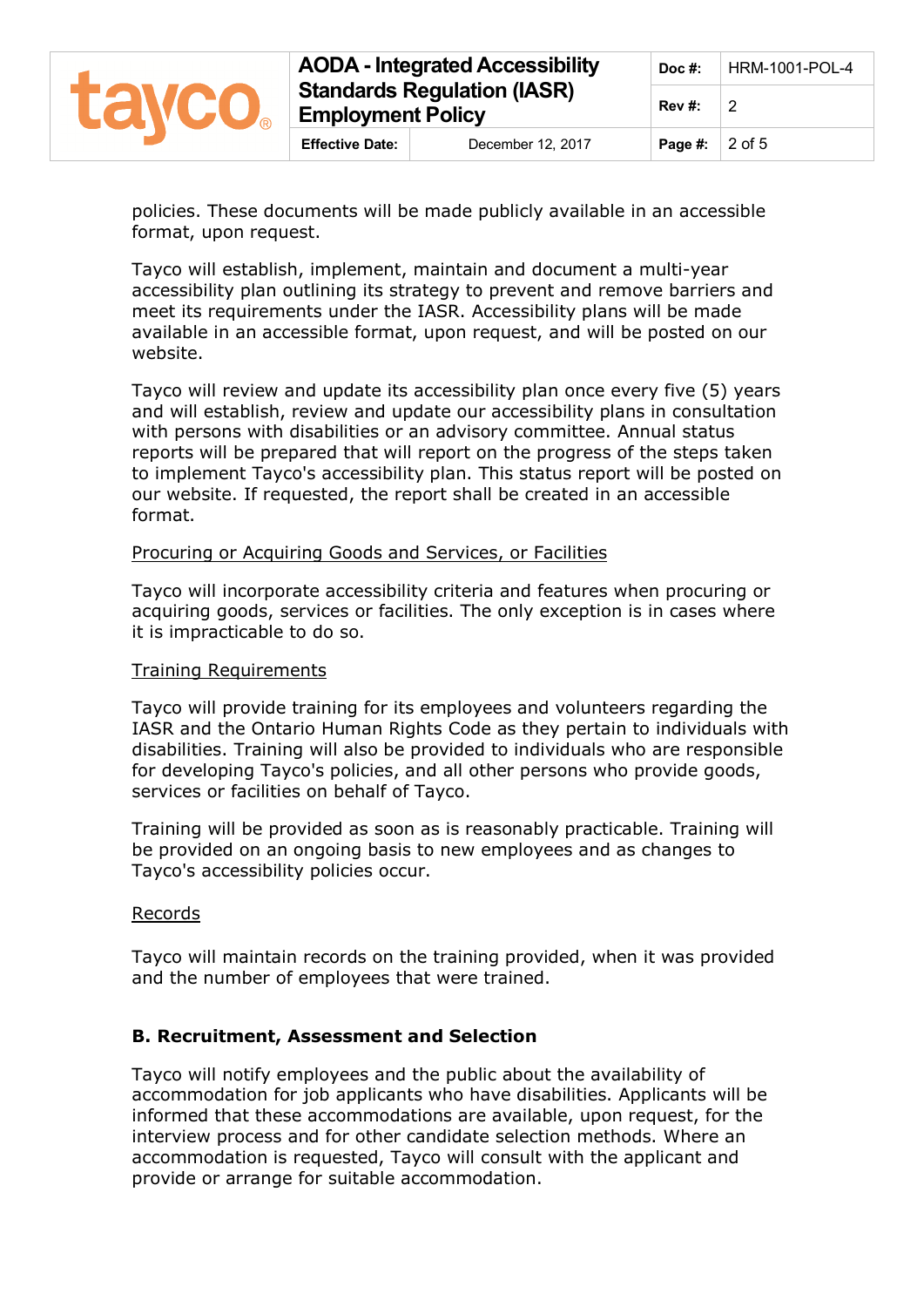policies. These documents will be made publicly available in an accessible format, upon request.

Tayco will establish, implement, maintain and document a multi-year accessibility plan outlining its strategy to prevent and remove barriers and meet its requirements under the IASR. Accessibility plans will be made available in an accessible format, upon request, and will be posted on our website.

Tayco will review and update its accessibility plan once every five (5) years and will establish, review and update our accessibility plans in consultation with persons with disabilities or an advisory committee. Annual status reports will be prepared that will report on the progress of the steps taken to implement Tayco's accessibility plan. This status report will be posted on our website. If requested, the report shall be created in an accessible format.

Procuring or Acquiring Goods and Services, or Facilities

Tayco will incorporate accessibility criteria and features when procuring or acquiring goods, services or facilities. The only exception is in cases where it is impracticable to do so.

Training Requirements

Tayco will provide training for its employees and volunteers regarding the IASR and the Ontario Human Rights Code as they pertain to individuals with disabilities. Training will also be provided to individuals who are responsible for developing Tayco's policies, and all other persons who provide goods, services or facilities on behalf of Tayco.

Training will be provided as soon as is reasonably practicable. Training will be provided on an ongoing basis to new employees and as changes to Tayco's accessibility policies occur.

Records

Tayco will maintain records on the training provided, when it was provided and the number of employees that were trained.

**B. Recruitment, Assessment and Selection**

Tayco will notify employees and the public about the availability of accommodation for job applicants who have disabilities. Applicants will be informed that these accommodations are available, upon request, for the interview process and for other candidate selection methods. Where an accommodation is requested, Tayco will consult with the applicant and provide or arrange for suitable accommodation.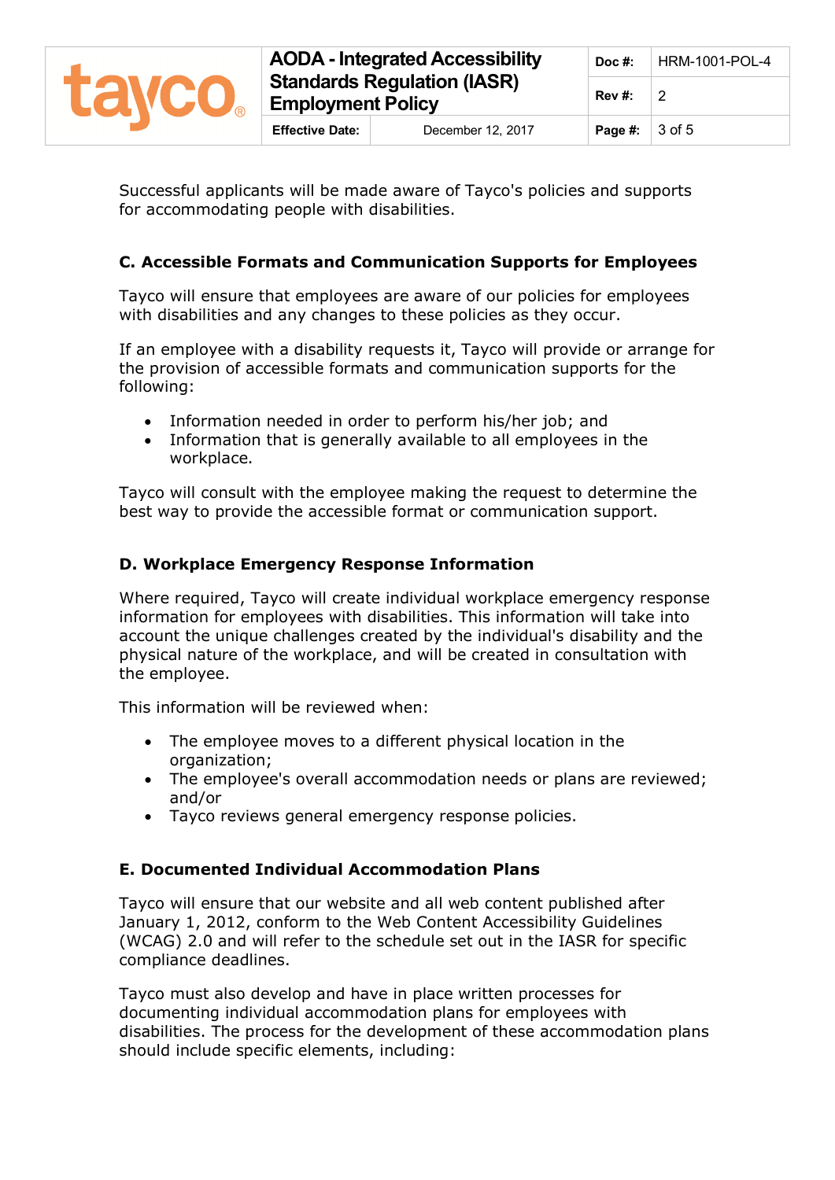Successful applicants will be made aware of Tayco's policies and supports for accommodating people with disabilities.

### C. Accessible Formats and Communication Supports for Employees

Tayco will ensure that employees are aware of our policies for employees with disabilities and any changes to these policies as they occur.

If an employee with a disability requests it, Tayco will provide or arrange for the provision of accessible formats and communication supports for the following:

- Information needed in order to perform his/her job; and
- Information that is generally available to all employees in the workplace.

Tayco will consult with the employee making the request to determine the best way to provide the accessible format or communication support.

### D. Workplace Emergency Response Information

Where required, Tayco will create individual workplace emergency response information for employees with disabilities. This information will take into account the unique challenges created by the individual's disability and the physical nature of the workplace, and will be created in consultation with the employee.

This information will be reviewed when:

- The employee moves to a different physical location in the organization;
- The employee's overall accommodation needs or plans are reviewed; and/or
- Tayco reviews general emergency response policies.

### E. Documented Individual Accommodation Plans

Tayco will ensure that our website and all web content published after January 1, 2012, conform to the Web Content Accessibility Guidelines (WCAG) 2.0 and will refer to the schedule set out in the IASR for specific compliance deadlines.

Tayco must also develop and have in place written processes for documenting individual accommodation plans for employees with disabilities. The process for the development of these accommodation plans should include specific elements, including: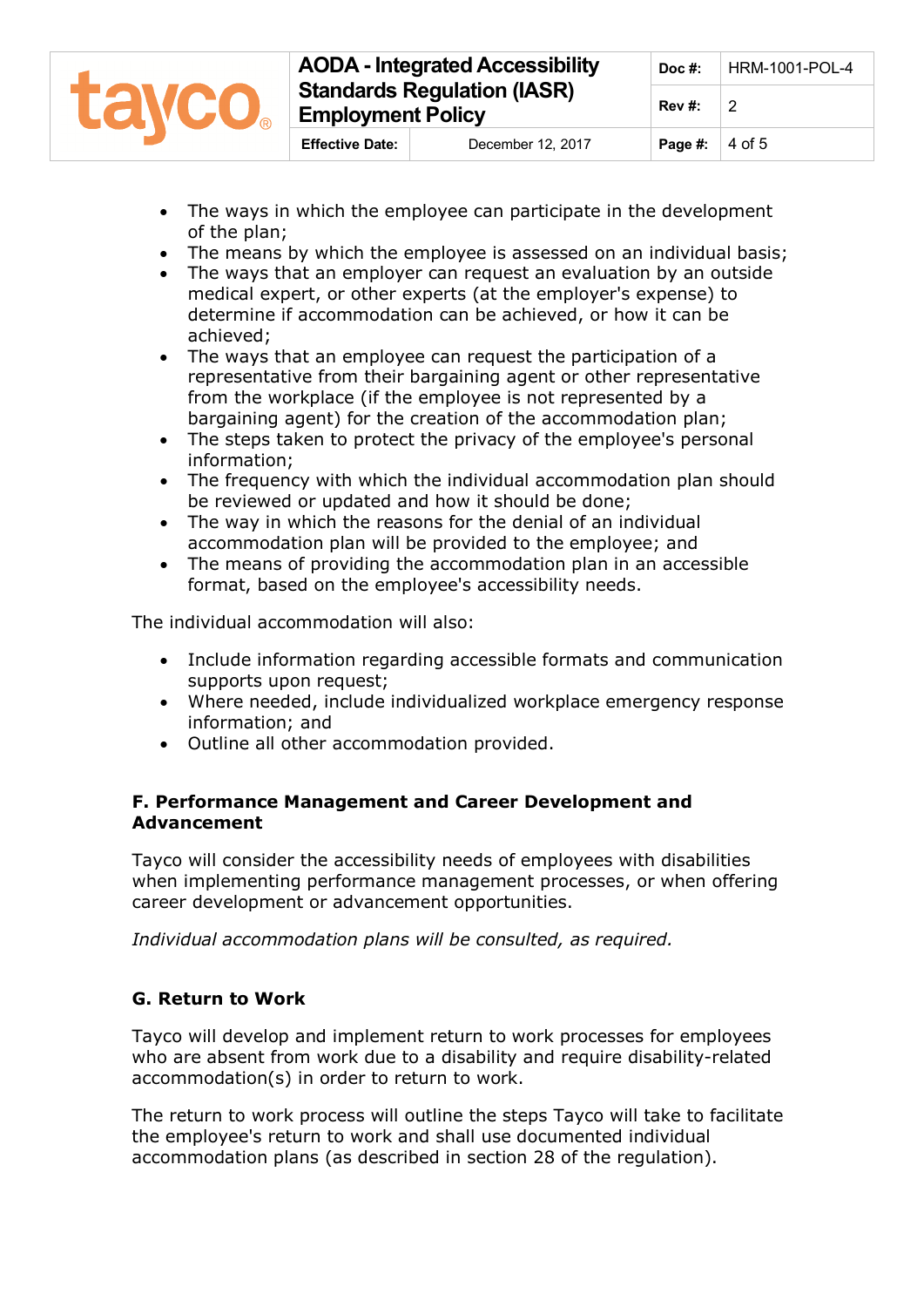- The ways in which the employee can participate in the development of the plan;
- The means by which the employee is assessed on an individual basis;
- The ways that an employer can request an evaluation by an outside medical expert, or other experts (at the employer's expense) to determine if accommodation can be achieved, or how it can be achieved;
- The ways that an employee can request the participation of a representative from their bargaining agent or other representative from the workplace (if the employee is not represented by a bargaining agent) for the creation of the accommodation plan;
- The steps taken to protect the privacy of the employee's personal information;
- The frequency with which the individual accommodation plan should be reviewed or updated and how it should be done;
- The way in which the reasons for the denial of an individual accommodation plan will be provided to the employee; and
- The means of providing the accommodation plan in an accessible format, based on the employee's accessibility needs.

The individual accommodation will also:

- Include information regarding accessible formats and communication supports upon request;
- Where needed, include individualized workplace emergency response information; and
- Outline all other accommodation provided.

### F. Performance Management and Career Development and Advancement

Tayco will consider the accessibility needs of employees with disabilities when implementing performance management processes, or when offering career development or advancement opportunities.

*Individual accommodation plans will be consulted, as required.*

### G. Return to Work

Tayco will develop and implement return to work processes for employees who are absent from work due to a disability and require disability-related accommodation(s) in order to return to work.

The return to work process will outline the steps Tayco will take to facilitate the employee's return to work and shall use documented individual accommodation plans (as described in section 28 of the regulation).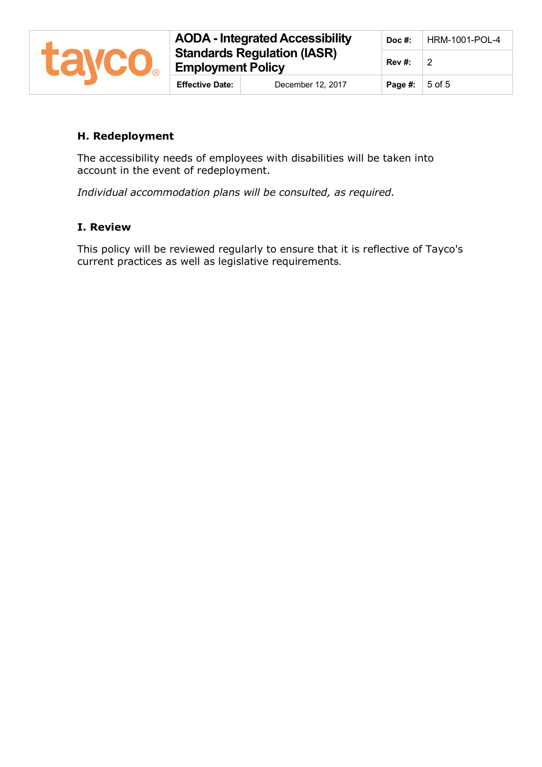## H. Redeployment

The accessibility needs of employees with disabilities will be taken into account in the event of redeployment.

*Individual accommodation plans will be consulted, as required.*

## I. Review

This policy will be reviewed regularly to ensure that it is reflective of Tayco's current practices as well as legislative requirements.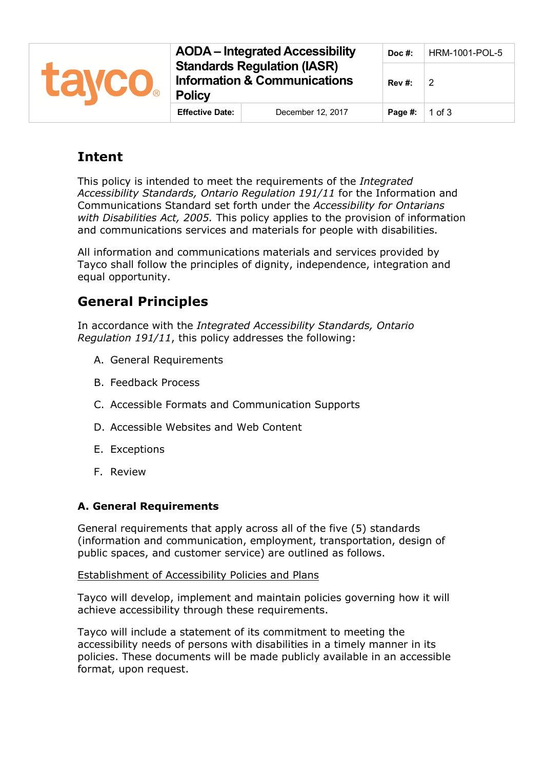| tayco | AODA – Integrated Accessibility Standards Regulation (IASR) Information & Communications Policy | | Doc #: | HRM-1001-POL-5 |
|---|---|---|---|---|
| | | | Rev #: | 2 |
| | Effective Date: | December 12, 2017 | Page #: | 1 of 3 |

## Intent

This policy is intended to meet the requirements of the *Integrated Accessibility Standards, Ontario Regulation 191/11* for the Information and Communications Standard set forth under the *Accessibility for Ontarians with Disabilities Act, 2005.* This policy applies to the provision of information and communications services and materials for people with disabilities.

All information and communications materials and services provided by Tayco shall follow the principles of dignity, independence, integration and equal opportunity.

## General Principles

In accordance with the *Integrated Accessibility Standards, Ontario Regulation 191/11*, this policy addresses the following:

A. General Requirements

B. Feedback Process

C. Accessible Formats and Communication Supports

D. Accessible Websites and Web Content

E. Exceptions

F. Review

### A. General Requirements

General requirements that apply across all of the five (5) standards (information and communication, employment, transportation, design of public spaces, and customer service) are outlined as follows.

Establishment of Accessibility Policies and Plans

Tayco will develop, implement and maintain policies governing how it will achieve accessibility through these requirements.

Tayco will include a statement of its commitment to meeting the accessibility needs of persons with disabilities in a timely manner in its policies. These documents will be made publicly available in an accessible format, upon request.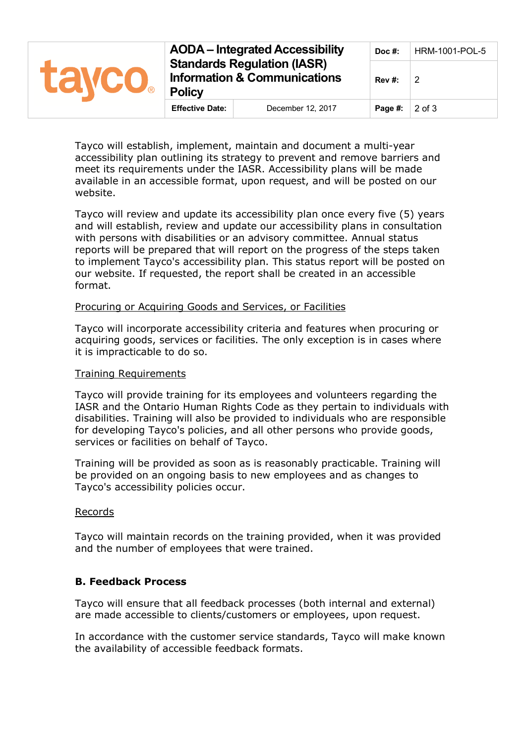Tayco will establish, implement, maintain and document a multi-year accessibility plan outlining its strategy to prevent and remove barriers and meet its requirements under the IASR. Accessibility plans will be made available in an accessible format, upon request, and will be posted on our website.

Tayco will review and update its accessibility plan once every five (5) years and will establish, review and update our accessibility plans in consultation with persons with disabilities or an advisory committee. Annual status reports will be prepared that will report on the progress of the steps taken to implement Tayco's accessibility plan. This status report will be posted on our website. If requested, the report shall be created in an accessible format.

<u>Procuring or Acquiring Goods and Services, or Facilities</u>

Tayco will incorporate accessibility criteria and features when procuring or acquiring goods, services or facilities. The only exception is in cases where it is impracticable to do so.

<u>Training Requirements</u>

Tayco will provide training for its employees and volunteers regarding the IASR and the Ontario Human Rights Code as they pertain to individuals with disabilities. Training will also be provided to individuals who are responsible for developing Tayco's policies, and all other persons who provide goods, services or facilities on behalf of Tayco.

Training will be provided as soon as is reasonably practicable. Training will be provided on an ongoing basis to new employees and as changes to Tayco's accessibility policies occur.

<u>Records</u>

Tayco will maintain records on the training provided, when it was provided and the number of employees that were trained.

**B. Feedback Process**

Tayco will ensure that all feedback processes (both internal and external) are made accessible to clients/customers or employees, upon request.

In accordance with the customer service standards, Tayco will make known the availability of accessible feedback formats.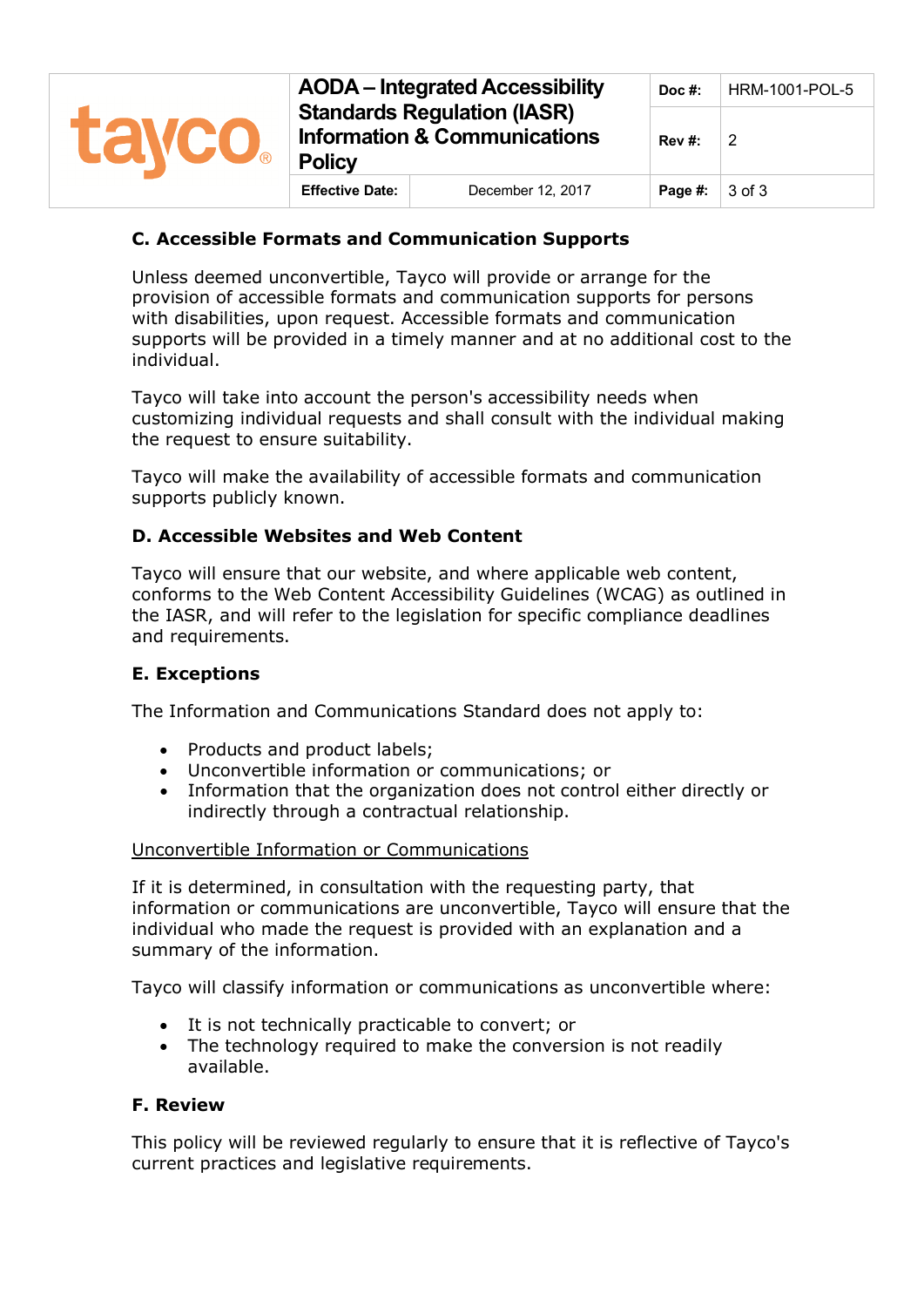### C. Accessible Formats and Communication Supports

Unless deemed unconvertible, Tayco will provide or arrange for the provision of accessible formats and communication supports for persons with disabilities, upon request. Accessible formats and communication supports will be provided in a timely manner and at no additional cost to the individual.

Tayco will take into account the person's accessibility needs when customizing individual requests and shall consult with the individual making the request to ensure suitability.

Tayco will make the availability of accessible formats and communication supports publicly known.

### D. Accessible Websites and Web Content

Tayco will ensure that our website, and where applicable web content, conforms to the Web Content Accessibility Guidelines (WCAG) as outlined in the IASR, and will refer to the legislation for specific compliance deadlines and requirements.

### E. Exceptions

The Information and Communications Standard does not apply to:

- Products and product labels;
- Unconvertible information or communications; or
- Information that the organization does not control either directly or indirectly through a contractual relationship.

<u>Unconvertible Information or Communications</u>

If it is determined, in consultation with the requesting party, that information or communications are unconvertible, Tayco will ensure that the individual who made the request is provided with an explanation and a summary of the information.

Tayco will classify information or communications as unconvertible where:

- It is not technically practicable to convert; or
- The technology required to make the conversion is not readily available.

### F. Review

This policy will be reviewed regularly to ensure that it is reflective of Tayco's current practices and legislative requirements.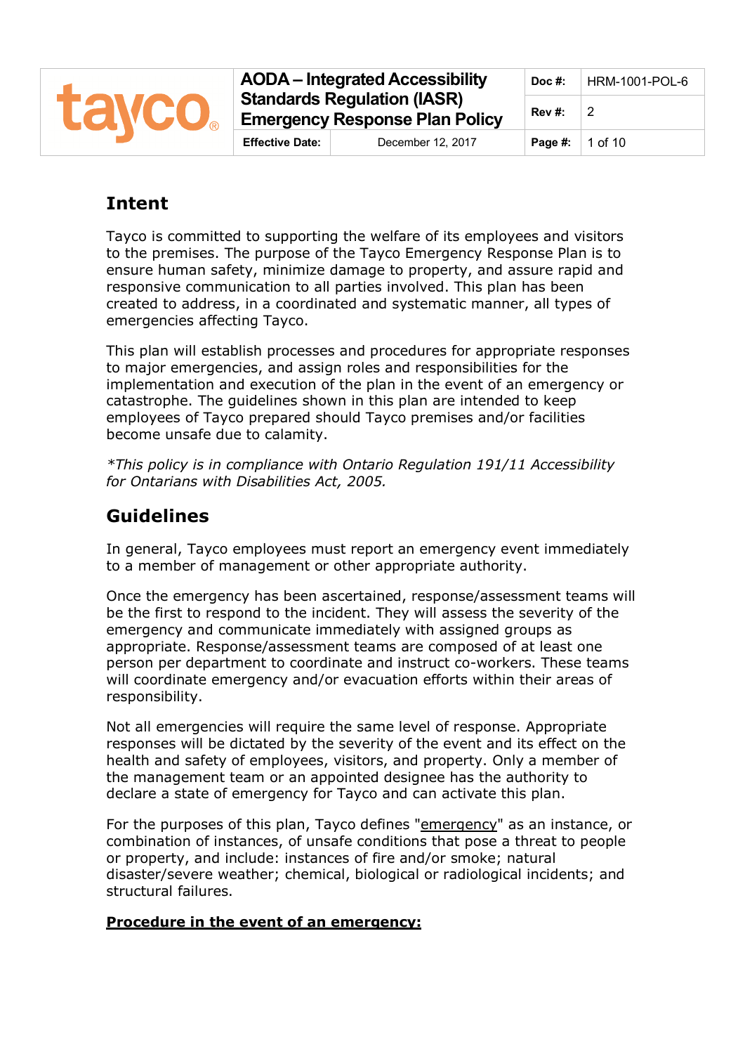## Intent

Tayco is committed to supporting the welfare of its employees and visitors to the premises. The purpose of the Tayco Emergency Response Plan is to ensure human safety, minimize damage to property, and assure rapid and responsive communication to all parties involved. This plan has been created to address, in a coordinated and systematic manner, all types of emergencies affecting Tayco.

This plan will establish processes and procedures for appropriate responses to major emergencies, and assign roles and responsibilities for the implementation and execution of the plan in the event of an emergency or catastrophe. The guidelines shown in this plan are intended to keep employees of Tayco prepared should Tayco premises and/or facilities become unsafe due to calamity.

*\*This policy is in compliance with Ontario Regulation 191/11 Accessibility for Ontarians with Disabilities Act, 2005.*

## Guidelines

In general, Tayco employees must report an emergency event immediately to a member of management or other appropriate authority.

Once the emergency has been ascertained, response/assessment teams will be the first to respond to the incident. They will assess the severity of the emergency and communicate immediately with assigned groups as appropriate. Response/assessment teams are composed of at least one person per department to coordinate and instruct co-workers. These teams will coordinate emergency and/or evacuation efforts within their areas of responsibility.

Not all emergencies will require the same level of response. Appropriate responses will be dictated by the severity of the event and its effect on the health and safety of employees, visitors, and property. Only a member of the management team or an appointed designee has the authority to declare a state of emergency for Tayco and can activate this plan.

For the purposes of this plan, Tayco defines "emergency" as an instance, or combination of instances, of unsafe conditions that pose a threat to people or property, and include: instances of fire and/or smoke; natural disaster/severe weather; chemical, biological or radiological incidents; and structural failures.

**Procedure in the event of an emergency:**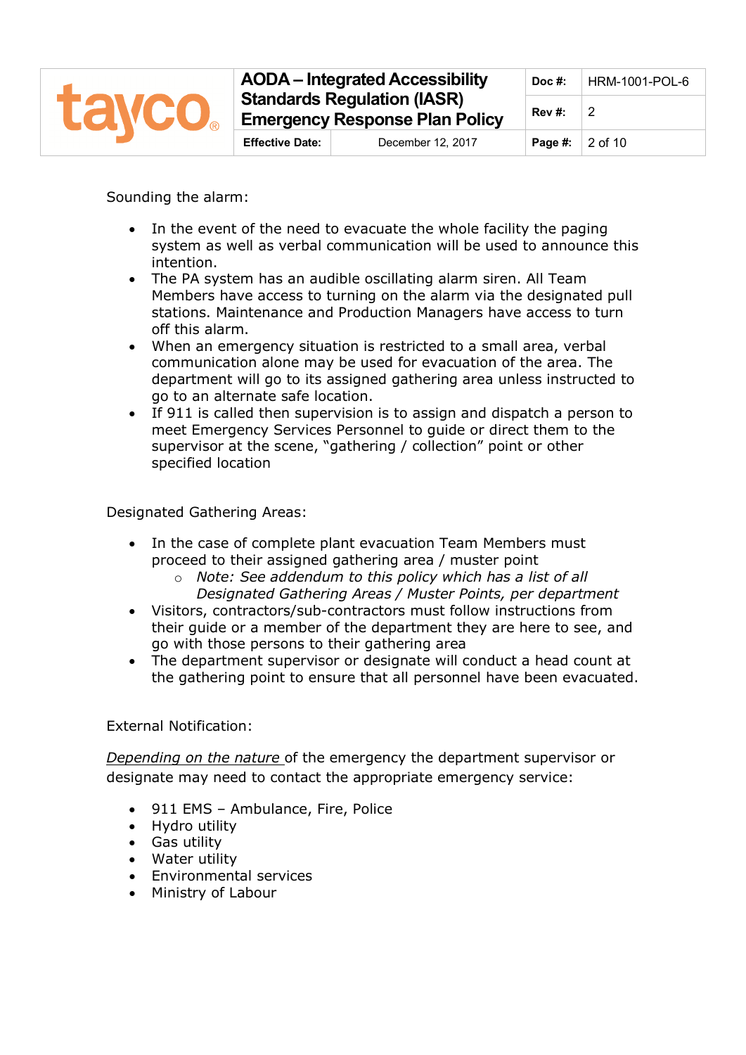Sounding the alarm:

- In the event of the need to evacuate the whole facility the paging system as well as verbal communication will be used to announce this intention.
- The PA system has an audible oscillating alarm siren. All Team Members have access to turning on the alarm via the designated pull stations. Maintenance and Production Managers have access to turn off this alarm.
- When an emergency situation is restricted to a small area, verbal communication alone may be used for evacuation of the area. The department will go to its assigned gathering area unless instructed to go to an alternate safe location.
- If 911 is called then supervision is to assign and dispatch a person to meet Emergency Services Personnel to guide or direct them to the supervisor at the scene, "gathering / collection" point or other specified location

Designated Gathering Areas:

- In the case of complete plant evacuation Team Members must proceed to their assigned gathering area / muster point
    - *Note: See addendum to this policy which has a list of all Designated Gathering Areas / Muster Points, per department*
- Visitors, contractors/sub-contractors must follow instructions from their guide or a member of the department they are here to see, and go with those persons to their gathering area
- The department supervisor or designate will conduct a head count at the gathering point to ensure that all personnel have been evacuated.

External Notification:

<u>*Depending on the nature*</u> of the emergency the department supervisor or designate may need to contact the appropriate emergency service:

- 911 EMS – Ambulance, Fire, Police
- Hydro utility
- Gas utility
- Water utility
- Environmental services
- Ministry of Labour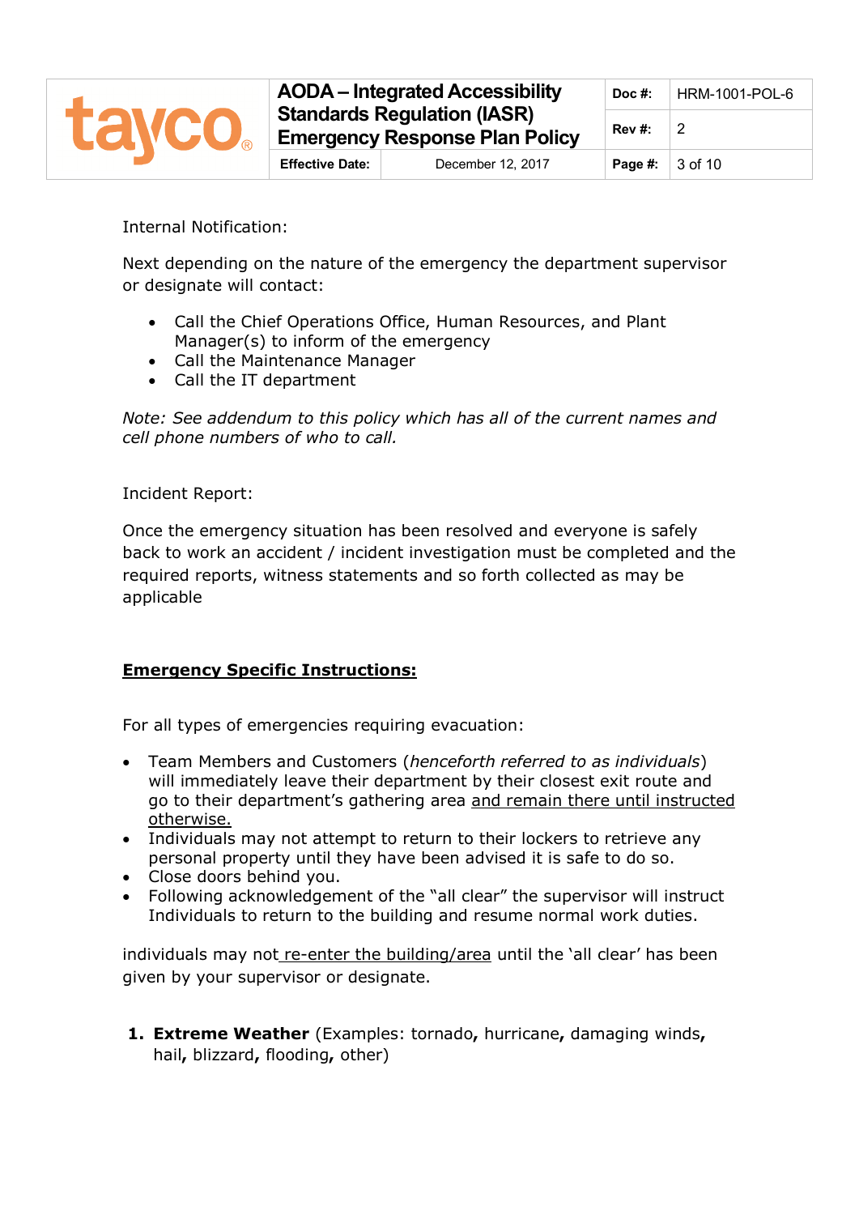Internal Notification:

Next depending on the nature of the emergency the department supervisor or designate will contact:

- Call the Chief Operations Office, Human Resources, and Plant Manager(s) to inform of the emergency
- Call the Maintenance Manager
- Call the IT department

*Note: See addendum to this policy which has all of the current names and cell phone numbers of who to call.*

Incident Report:

Once the emergency situation has been resolved and everyone is safely back to work an accident / incident investigation must be completed and the required reports, witness statements and so forth collected as may be applicable

**Emergency Specific Instructions:**

For all types of emergencies requiring evacuation:

- Team Members and Customers (*henceforth referred to as individuals*) will immediately leave their department by their closest exit route and go to their department's gathering area and remain there until instructed otherwise.
- Individuals may not attempt to return to their lockers to retrieve any personal property until they have been advised it is safe to do so.
- Close doors behind you.
- Following acknowledgement of the "all clear" the supervisor will instruct Individuals to return to the building and resume normal work duties.

individuals may not re-enter the building/area until the 'all clear' has been given by your supervisor or designate.

1. **Extreme Weather** (Examples: tornado**,** hurricane**,** damaging winds**,** hail**,** blizzard**,** flooding**,** other)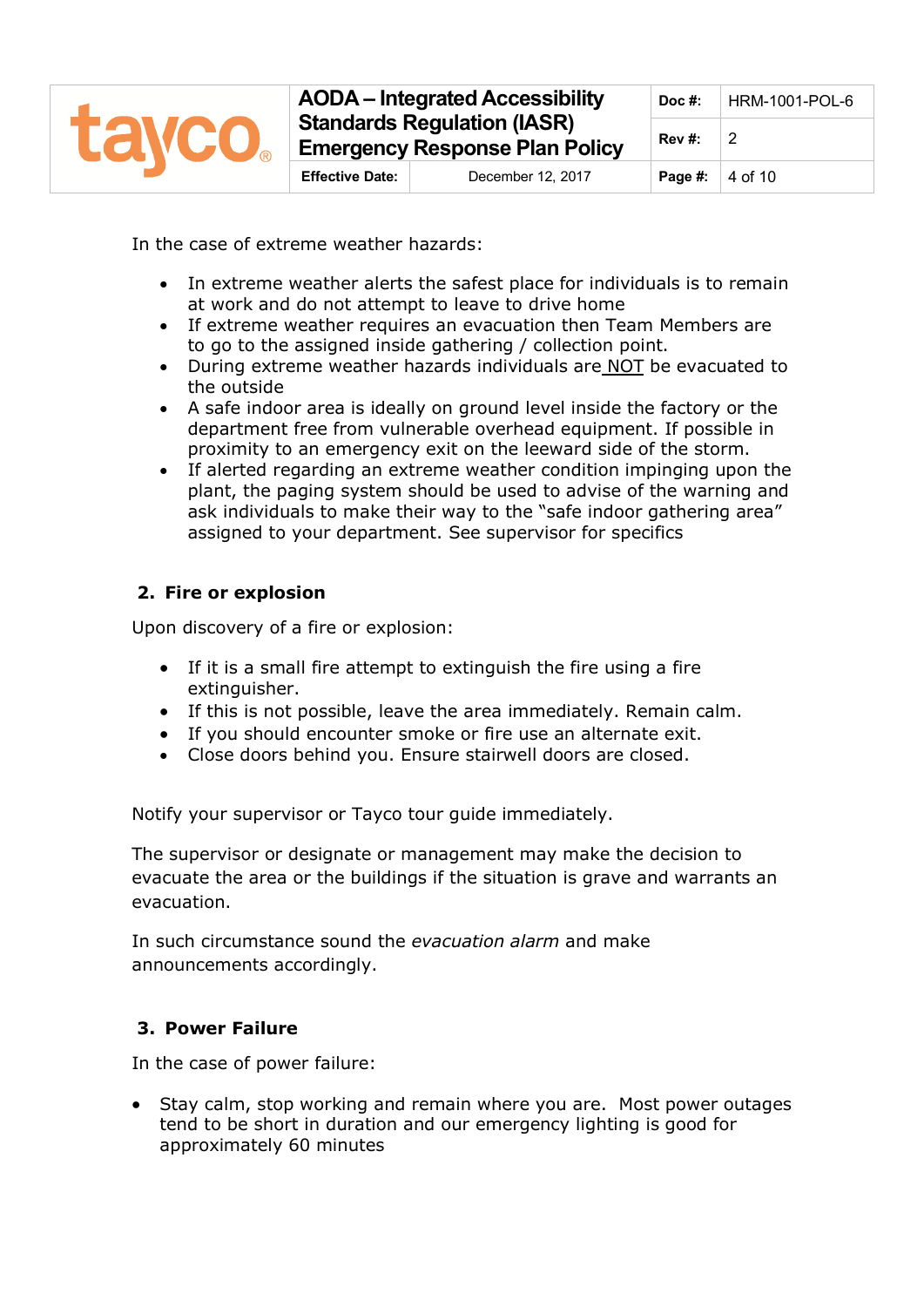In the case of extreme weather hazards:

- In extreme weather alerts the safest place for individuals is to remain at work and do not attempt to leave to drive home
- If extreme weather requires an evacuation then Team Members are to go to the assigned inside gathering / collection point.
- During extreme weather hazards individuals are NOT be evacuated to the outside
- A safe indoor area is ideally on ground level inside the factory or the department free from vulnerable overhead equipment. If possible in proximity to an emergency exit on the leeward side of the storm.
- If alerted regarding an extreme weather condition impinging upon the plant, the paging system should be used to advise of the warning and ask individuals to make their way to the "safe indoor gathering area" assigned to your department. See supervisor for specifics

## 2. Fire or explosion

Upon discovery of a fire or explosion:

- If it is a small fire attempt to extinguish the fire using a fire extinguisher.
- If this is not possible, leave the area immediately. Remain calm.
- If you should encounter smoke or fire use an alternate exit.
- Close doors behind you. Ensure stairwell doors are closed.

Notify your supervisor or Tayco tour guide immediately.

The supervisor or designate or management may make the decision to evacuate the area or the buildings if the situation is grave and warrants an evacuation.

In such circumstance sound the *evacuation alarm* and make announcements accordingly.

## 3. Power Failure

In the case of power failure:

- Stay calm, stop working and remain where you are. Most power outages tend to be short in duration and our emergency lighting is good for approximately 60 minutes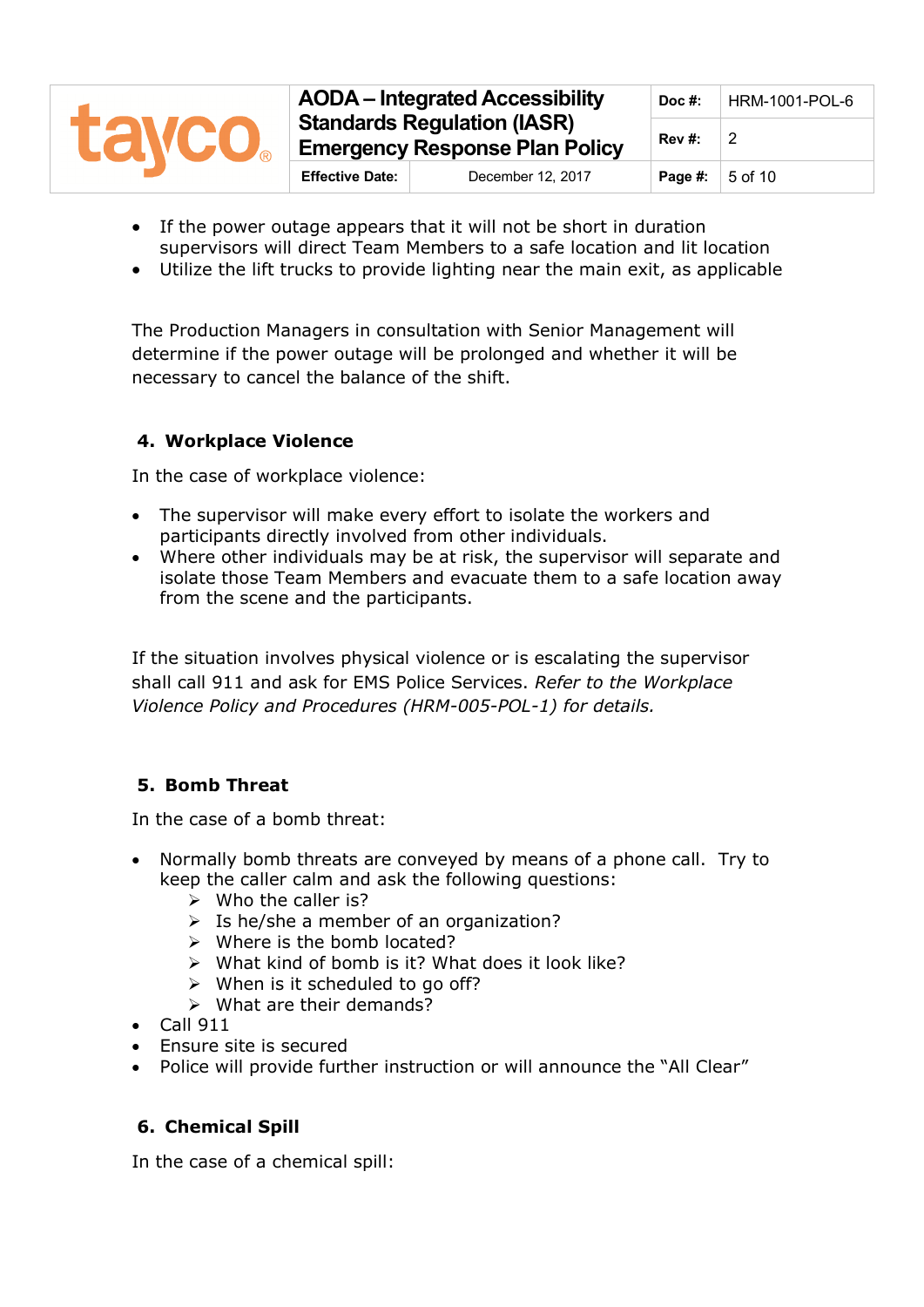- If the power outage appears that it will not be short in duration supervisors will direct Team Members to a safe location and lit location
- Utilize the lift trucks to provide lighting near the main exit, as applicable

The Production Managers in consultation with Senior Management will determine if the power outage will be prolonged and whether it will be necessary to cancel the balance of the shift.

### 4. Workplace Violence

In the case of workplace violence:

- The supervisor will make every effort to isolate the workers and participants directly involved from other individuals.
- Where other individuals may be at risk, the supervisor will separate and isolate those Team Members and evacuate them to a safe location away from the scene and the participants.

If the situation involves physical violence or is escalating the supervisor shall call 911 and ask for EMS Police Services. *Refer to the Workplace Violence Policy and Procedures (HRM-005-POL-1) for details.*

### 5. Bomb Threat

In the case of a bomb threat:

- Normally bomb threats are conveyed by means of a phone call. Try to keep the caller calm and ask the following questions:
    - Who the caller is?
    - Is he/she a member of an organization?
    - Where is the bomb located?
    - What kind of bomb is it? What does it look like?
    - When is it scheduled to go off?
    - What are their demands?
- Call 911
- Ensure site is secured
- Police will provide further instruction or will announce the "All Clear"

### 6. Chemical Spill

In the case of a chemical spill: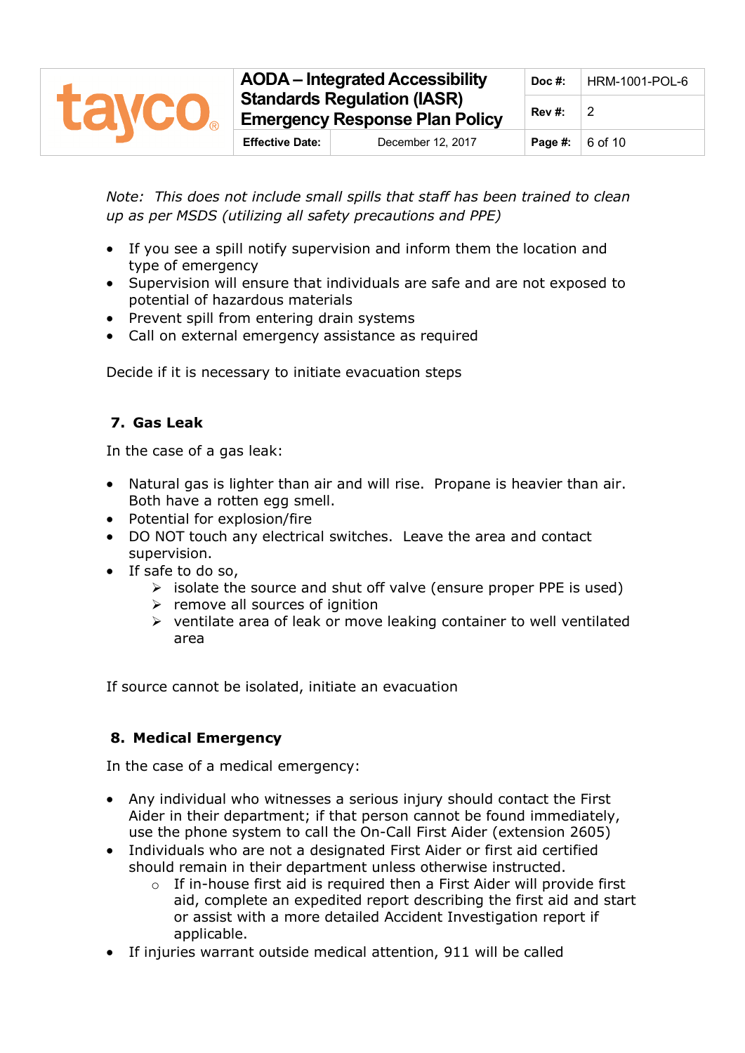*Note: This does not include small spills that staff has been trained to clean up as per MSDS (utilizing all safety precautions and PPE)*

- If you see a spill notify supervision and inform them the location and type of emergency
- Supervision will ensure that individuals are safe and are not exposed to potential of hazardous materials
- Prevent spill from entering drain systems
- Call on external emergency assistance as required

Decide if it is necessary to initiate evacuation steps

## 7. Gas Leak

In the case of a gas leak:

- Natural gas is lighter than air and will rise. Propane is heavier than air. Both have a rotten egg smell.
- Potential for explosion/fire
- DO NOT touch any electrical switches. Leave the area and contact supervision.
- If safe to do so,
  - isolate the source and shut off valve (ensure proper PPE is used)
  - remove all sources of ignition
  - ventilate area of leak or move leaking container to well ventilated area

If source cannot be isolated, initiate an evacuation

## 8. Medical Emergency

In the case of a medical emergency:

- Any individual who witnesses a serious injury should contact the First Aider in their department; if that person cannot be found immediately, use the phone system to call the On-Call First Aider (extension 2605)
- Individuals who are not a designated First Aider or first aid certified should remain in their department unless otherwise instructed.
  - If in-house first aid is required then a First Aider will provide first aid, complete an expedited report describing the first aid and start or assist with a more detailed Accident Investigation report if applicable.
- If injuries warrant outside medical attention, 911 will be called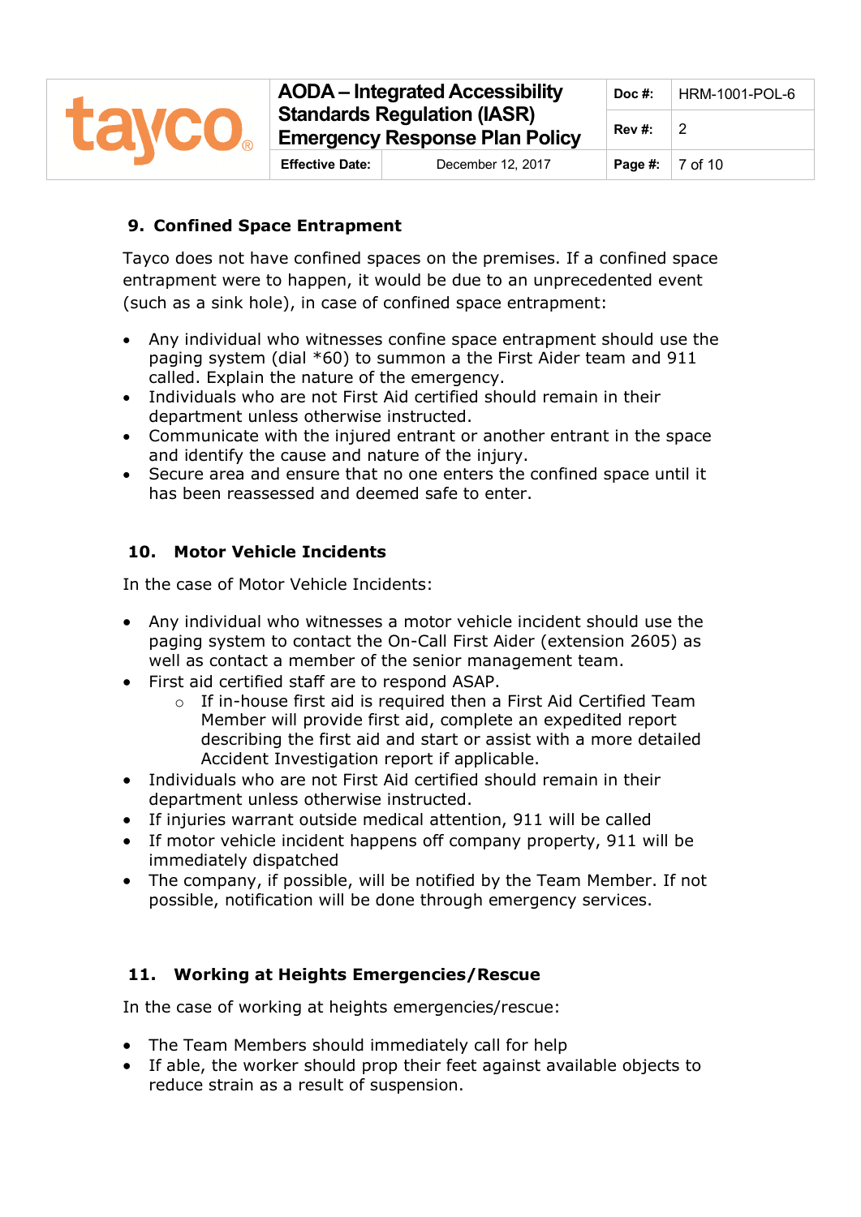## 9. Confined Space Entrapment

Tayco does not have confined spaces on the premises. If a confined space entrapment were to happen, it would be due to an unprecedented event (such as a sink hole), in case of confined space entrapment:

- Any individual who witnesses confine space entrapment should use the paging system (dial *60) to summon a the First Aider team and 911 called. Explain the nature of the emergency.
- Individuals who are not First Aid certified should remain in their department unless otherwise instructed.
- Communicate with the injured entrant or another entrant in the space and identify the cause and nature of the injury.
- Secure area and ensure that no one enters the confined space until it has been reassessed and deemed safe to enter.

## 10. Motor Vehicle Incidents

In the case of Motor Vehicle Incidents:

- Any individual who witnesses a motor vehicle incident should use the paging system to contact the On-Call First Aider (extension 2605) as well as contact a member of the senior management team.
- First aid certified staff are to respond ASAP.
  - If in-house first aid is required then a First Aid Certified Team Member will provide first aid, complete an expedited report describing the first aid and start or assist with a more detailed Accident Investigation report if applicable.
- Individuals who are not First Aid certified should remain in their department unless otherwise instructed.
- If injuries warrant outside medical attention, 911 will be called
- If motor vehicle incident happens off company property, 911 will be immediately dispatched
- The company, if possible, will be notified by the Team Member. If not possible, notification will be done through emergency services.

## 11. Working at Heights Emergencies/Rescue

In the case of working at heights emergencies/rescue:

- The Team Members should immediately call for help
- If able, the worker should prop their feet against available objects to reduce strain as a result of suspension.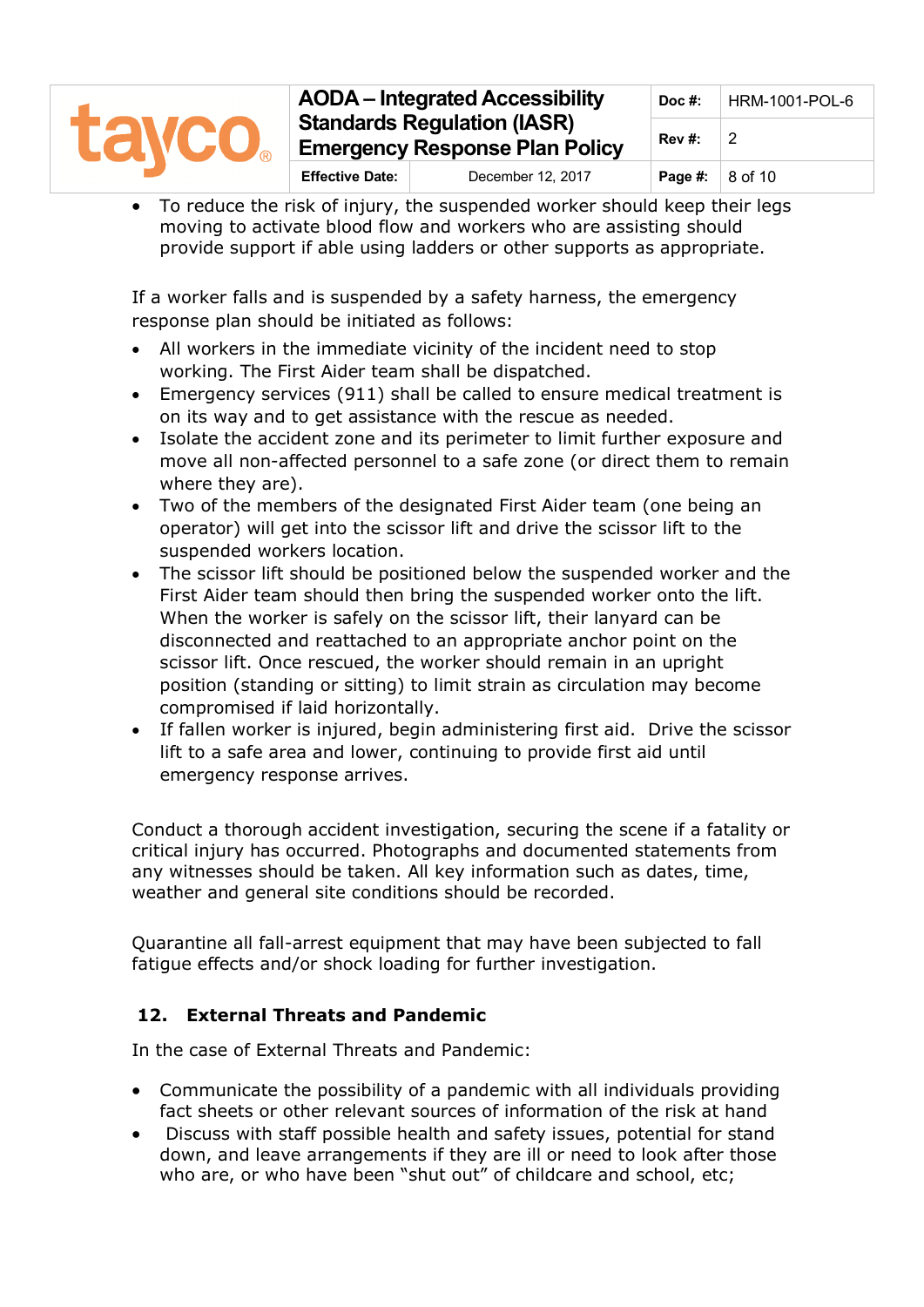- To reduce the risk of injury, the suspended worker should keep their legs moving to activate blood flow and workers who are assisting should provide support if able using ladders or other supports as appropriate.

If a worker falls and is suspended by a safety harness, the emergency response plan should be initiated as follows:

- All workers in the immediate vicinity of the incident need to stop working. The First Aider team shall be dispatched.
- Emergency services (911) shall be called to ensure medical treatment is on its way and to get assistance with the rescue as needed.
- Isolate the accident zone and its perimeter to limit further exposure and move all non-affected personnel to a safe zone (or direct them to remain where they are).
- Two of the members of the designated First Aider team (one being an operator) will get into the scissor lift and drive the scissor lift to the suspended workers location.
- The scissor lift should be positioned below the suspended worker and the First Aider team should then bring the suspended worker onto the lift. When the worker is safely on the scissor lift, their lanyard can be disconnected and reattached to an appropriate anchor point on the scissor lift. Once rescued, the worker should remain in an upright position (standing or sitting) to limit strain as circulation may become compromised if laid horizontally.
- If fallen worker is injured, begin administering first aid. Drive the scissor lift to a safe area and lower, continuing to provide first aid until emergency response arrives.

Conduct a thorough accident investigation, securing the scene if a fatality or critical injury has occurred. Photographs and documented statements from any witnesses should be taken. All key information such as dates, time, weather and general site conditions should be recorded.

Quarantine all fall-arrest equipment that may have been subjected to fall fatigue effects and/or shock loading for further investigation.

## 12. External Threats and Pandemic

In the case of External Threats and Pandemic:

- Communicate the possibility of a pandemic with all individuals providing fact sheets or other relevant sources of information of the risk at hand
- Discuss with staff possible health and safety issues, potential for stand down, and leave arrangements if they are ill or need to look after those who are, or who have been "shut out" of childcare and school, etc;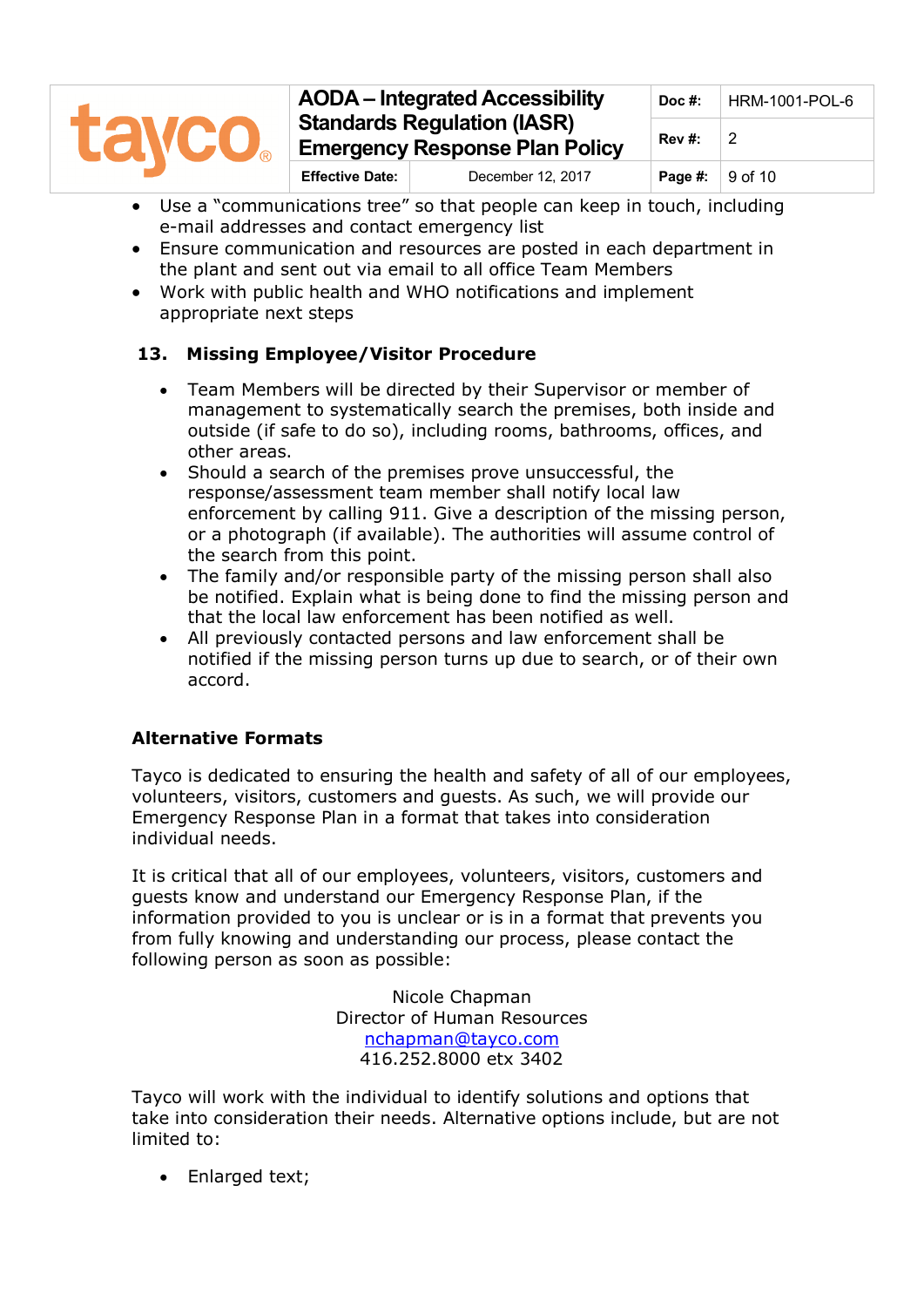- Use a "communications tree" so that people can keep in touch, including e-mail addresses and contact emergency list
- Ensure communication and resources are posted in each department in the plant and sent out via email to all office Team Members
- Work with public health and WHO notifications and implement appropriate next steps

### 13. Missing Employee/Visitor Procedure

- Team Members will be directed by their Supervisor or member of management to systematically search the premises, both inside and outside (if safe to do so), including rooms, bathrooms, offices, and other areas.
- Should a search of the premises prove unsuccessful, the response/assessment team member shall notify local law enforcement by calling 911. Give a description of the missing person, or a photograph (if available). The authorities will assume control of the search from this point.
- The family and/or responsible party of the missing person shall also be notified. Explain what is being done to find the missing person and that the local law enforcement has been notified as well.
- All previously contacted persons and law enforcement shall be notified if the missing person turns up due to search, or of their own accord.

### Alternative Formats

Tayco is dedicated to ensuring the health and safety of all of our employees, volunteers, visitors, customers and guests. As such, we will provide our Emergency Response Plan in a format that takes into consideration individual needs.

It is critical that all of our employees, volunteers, visitors, customers and guests know and understand our Emergency Response Plan, if the information provided to you is unclear or is in a format that prevents you from fully knowing and understanding our process, please contact the following person as soon as possible:

Nicole Chapman
Director of Human Resources
nchapman@tayco.com
416.252.8000 etx 3402

Tayco will work with the individual to identify solutions and options that take into consideration their needs. Alternative options include, but are not limited to:

- Enlarged text;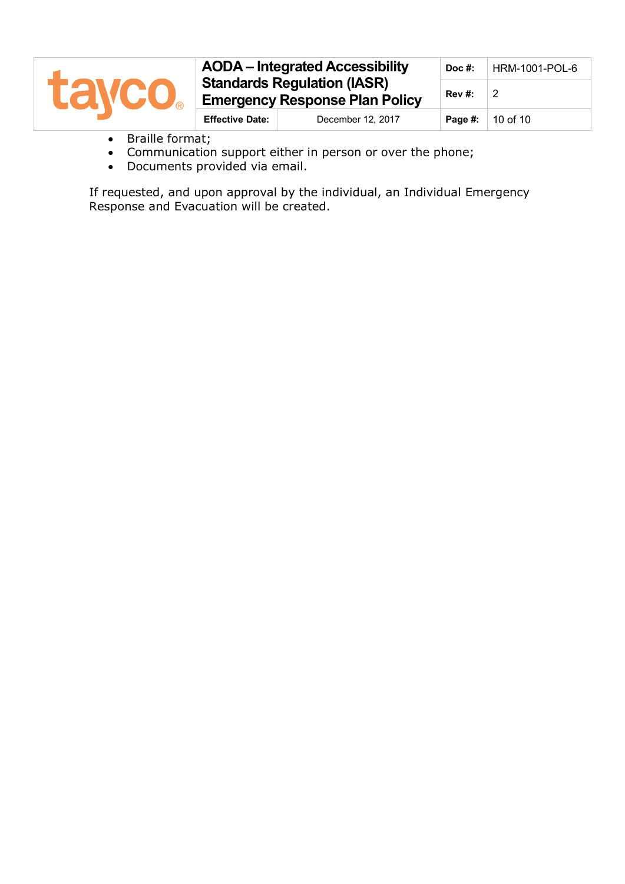- Braille format;
- Communication support either in person or over the phone;
- Documents provided via email.

If requested, and upon approval by the individual, an Individual Emergency Response and Evacuation will be created.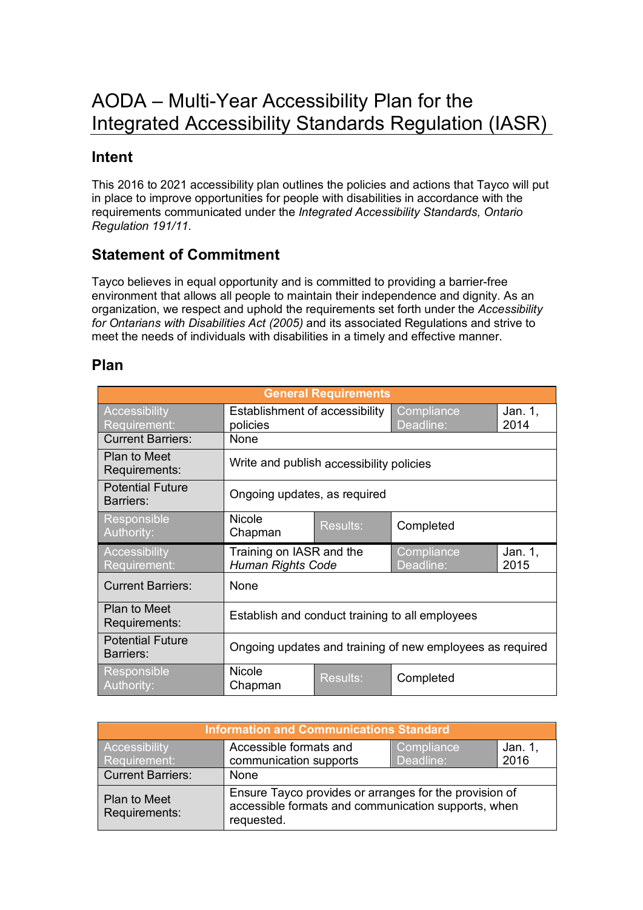# AODA – Multi-Year Accessibility Plan for the Integrated Accessibility Standards Regulation (IASR)

## Intent

This 2016 to 2021 accessibility plan outlines the policies and actions that Tayco will put in place to improve opportunities for people with disabilities in accordance with the requirements communicated under the *Integrated Accessibility Standards, Ontario Regulation 191/11.*

## Statement of Commitment

Tayco believes in equal opportunity and is committed to providing a barrier-free environment that allows all people to maintain their independence and dignity. As an organization, we respect and uphold the requirements set forth under the *Accessibility for Ontarians with Disabilities Act (2005)* and its associated Regulations and strive to meet the needs of individuals with disabilities in a timely and effective manner.

## Plan

| General Requirements | | | |
|---|---|---|---|
| Accessibility Requirement: | Establishment of accessibility policies | Compliance Deadline: | Jan. 1, 2014 |
| Current Barriers: | None | | |
| Plan to Meet Requirements: | Write and publish accessibility policies | | |
| Potential Future Barriers: | Ongoing updates, as required | | |
| Responsible Authority: | Nicole Chapman | Results: | Completed |
| Accessibility Requirement: | Training on IASR and the *Human Rights Code* | Compliance Deadline: | Jan. 1, 2015 |
| Current Barriers: | None | | |
| Plan to Meet Requirements: | Establish and conduct training to all employees | | |
| Potential Future Barriers: | Ongoing updates and training of new employees as required | | |
| Responsible Authority: | Nicole Chapman | Results: | Completed |

| Information and Communications Standard | | | |
|---|---|---|---|
| Accessibility Requirement: | Accessible formats and communication supports | Compliance Deadline: | Jan. 1, 2016 |
| Current Barriers: | None | | |
| Plan to Meet Requirements: | Ensure Tayco provides or arranges for the provision of accessible formats and communication supports, when requested. | | |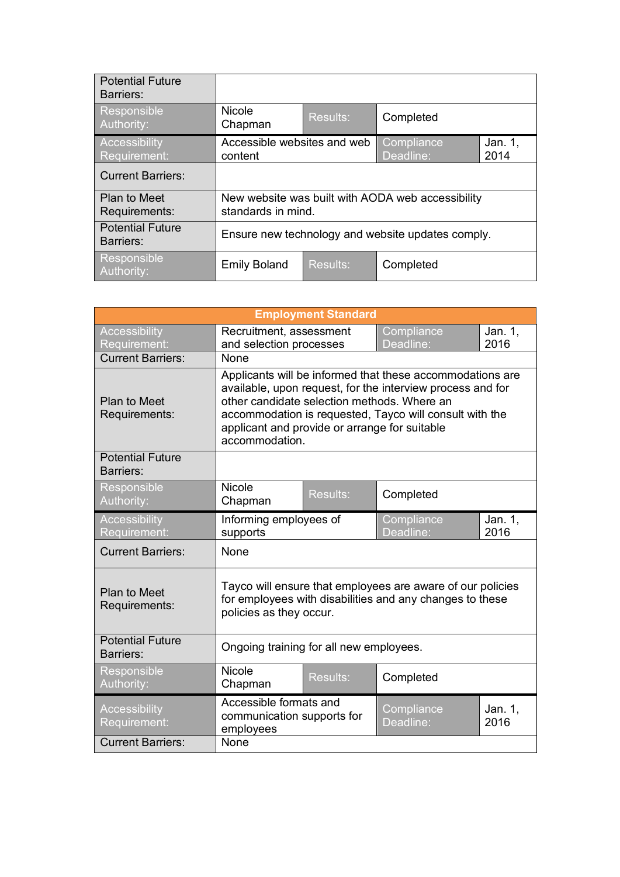| | | | |
|---|---|---|---|
| Potential Future Barriers: | | | |
| Responsible Authority: | Nicole Chapman | Results: | Completed |
| Accessibility Requirement: | Accessible websites and web content | Compliance Deadline: | Jan. 1, 2014 |
| Current Barriers: | | | |
| Plan to Meet Requirements: | New website was built with AODA web accessibility standards in mind. | | |
| Potential Future Barriers: | Ensure new technology and website updates comply. | | |
| Responsible Authority: | Emily Boland | Results: | Completed |

| Employment Standard | | | |
|---|---|---|---|
| Accessibility Requirement: | Recruitment, assessment and selection processes | Compliance Deadline: | Jan. 1, 2016 |
| Current Barriers: | None | | |
| Plan to Meet Requirements: | Applicants will be informed that these accommodations are available, upon request, for the interview process and for other candidate selection methods. Where an accommodation is requested, Tayco will consult with the applicant and provide or arrange for suitable accommodation. | | |
| Potential Future Barriers: | | | |
| Responsible Authority: | Nicole Chapman | Results: | Completed |
| Accessibility Requirement: | Informing employees of supports | Compliance Deadline: | Jan. 1, 2016 |
| Current Barriers: | None | | |
| Plan to Meet Requirements: | Tayco will ensure that employees are aware of our policies for employees with disabilities and any changes to these policies as they occur. | | |
| Potential Future Barriers: | Ongoing training for all new employees. | | |
| Responsible Authority: | Nicole Chapman | Results: | Completed |
| Accessibility Requirement: | Accessible formats and communication supports for employees | Compliance Deadline: | Jan. 1, 2016 |
| Current Barriers: | None | | |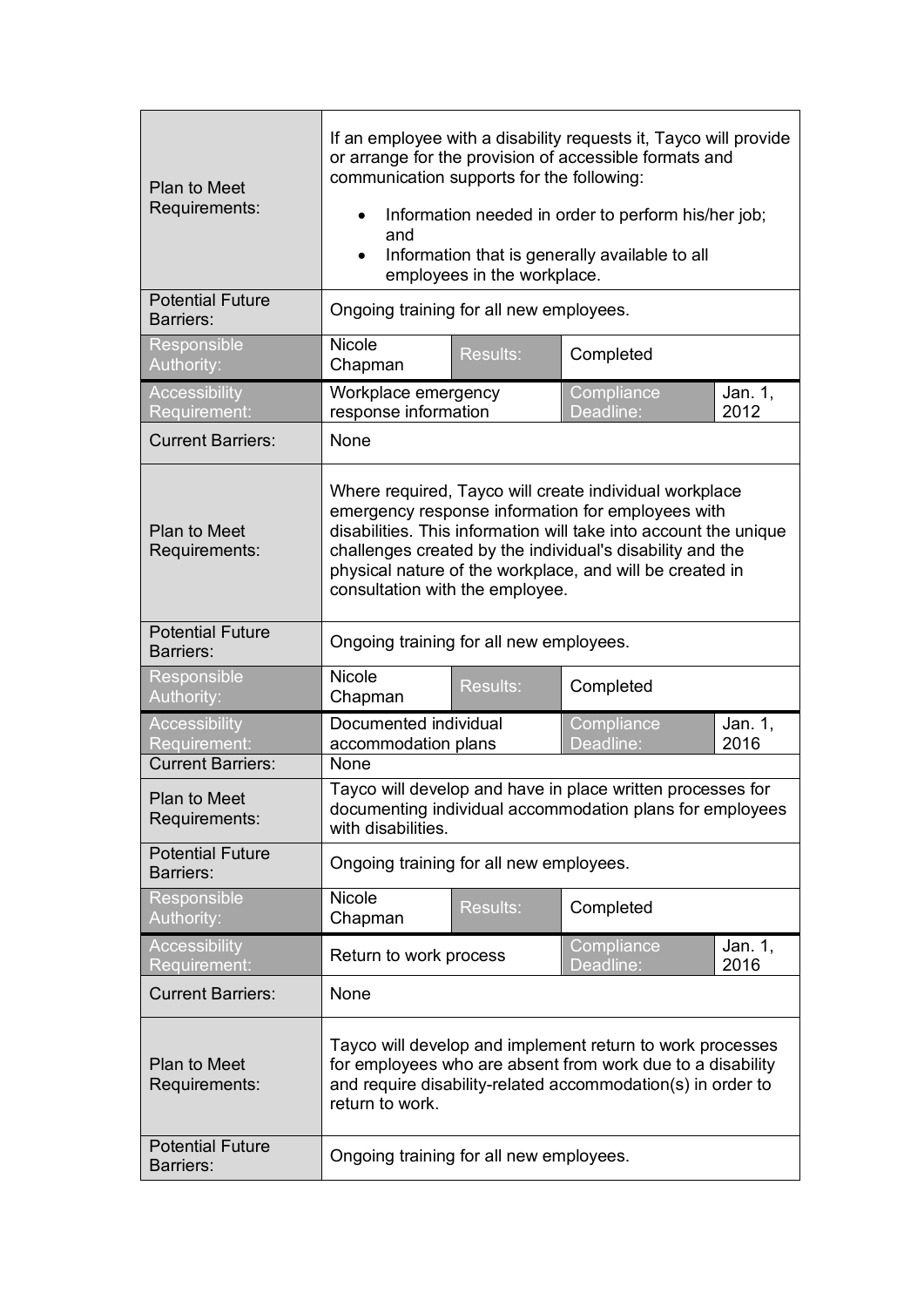| | | | | |
|---|---|---|---|---|
| Plan to Meet Requirements: | If an employee with a disability requests it, Tayco will provide or arrange for the provision of accessible formats and communication supports for the following:<br>• Information needed in order to perform his/her job; and<br>• Information that is generally available to all employees in the workplace. | | | |
| Potential Future Barriers: | Ongoing training for all new employees. | | | |
| Responsible Authority: | Nicole Chapman | Results: | Completed | |
| Accessibility Requirement: | Workplace emergency response information | | Compliance Deadline: | Jan. 1, 2012 |
| Current Barriers: | None | | | |
| Plan to Meet Requirements: | Where required, Tayco will create individual workplace emergency response information for employees with disabilities. This information will take into account the unique challenges created by the individual's disability and the physical nature of the workplace, and will be created in consultation with the employee. | | | |
| Potential Future Barriers: | Ongoing training for all new employees. | | | |
| Responsible Authority: | Nicole Chapman | Results: | Completed | |
| Accessibility Requirement: | Documented individual accommodation plans | | Compliance Deadline: | Jan. 1, 2016 |
| Current Barriers: | None | | | |
| Plan to Meet Requirements: | Tayco will develop and have in place written processes for documenting individual accommodation plans for employees with disabilities. | | | |
| Potential Future Barriers: | Ongoing training for all new employees. | | | |
| Responsible Authority: | Nicole Chapman | Results: | Completed | |
| Accessibility Requirement: | Return to work process | | Compliance Deadline: | Jan. 1, 2016 |
| Current Barriers: | None | | | |
| Plan to Meet Requirements: | Tayco will develop and implement return to work processes for employees who are absent from work due to a disability and require disability-related accommodation(s) in order to return to work. | | | |
| Potential Future Barriers: | Ongoing training for all new employees. | | | |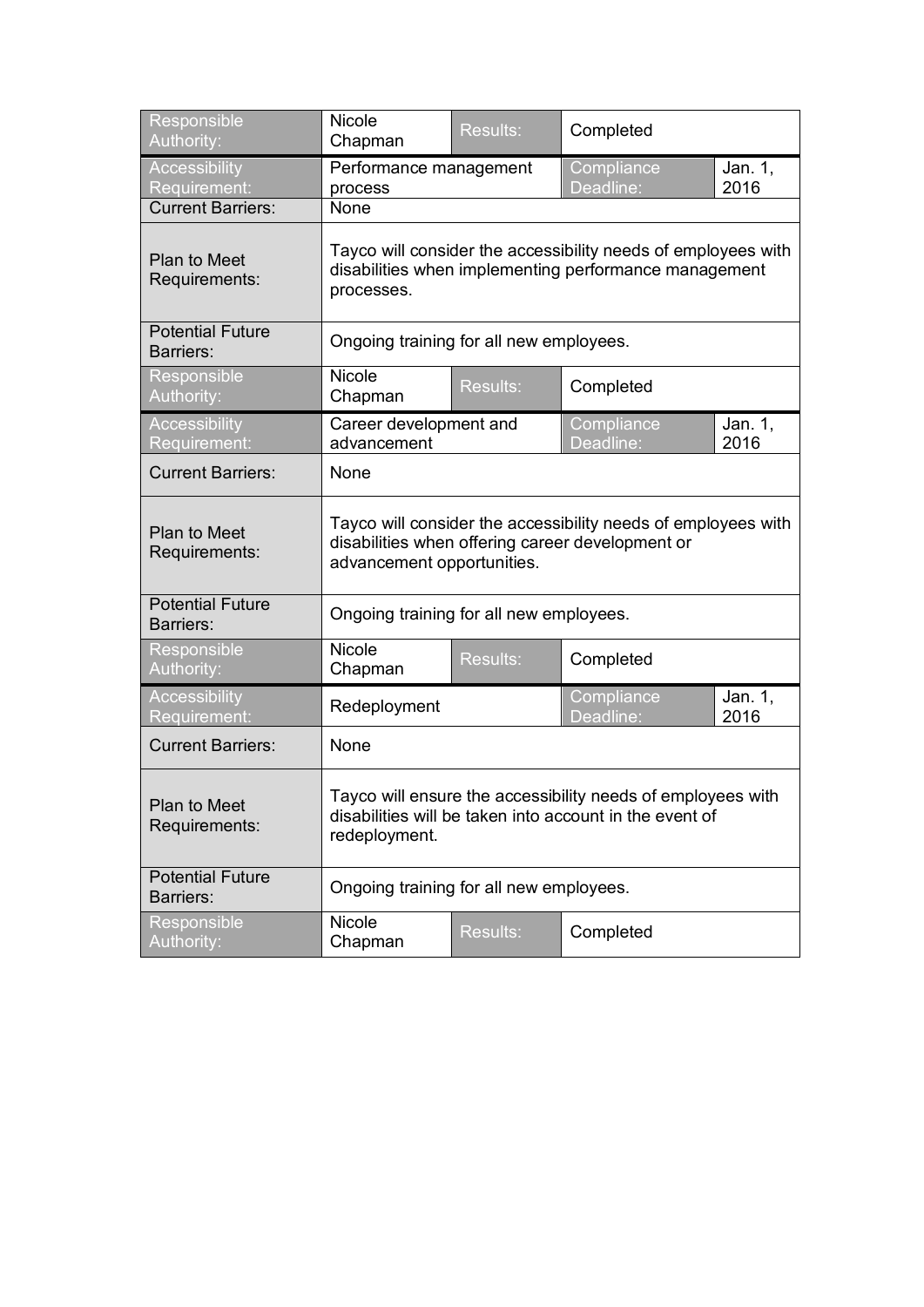| Responsible Authority: | Nicole Chapman | Results: | Completed | |
|---|---|---|---|---|
| Accessibility Requirement: | Performance management process | | Compliance Deadline: | Jan. 1, 2016 |
| Current Barriers: | None | | | |
| Plan to Meet Requirements: | Tayco will consider the accessibility needs of employees with disabilities when implementing performance management processes. | | | |
| Potential Future Barriers: | Ongoing training for all new employees. | | | |
| Responsible Authority: | Nicole Chapman | Results: | Completed | |
| Accessibility Requirement: | Career development and advancement | | Compliance Deadline: | Jan. 1, 2016 |
| Current Barriers: | None | | | |
| Plan to Meet Requirements: | Tayco will consider the accessibility needs of employees with disabilities when offering career development or advancement opportunities. | | | |
| Potential Future Barriers: | Ongoing training for all new employees. | | | |
| Responsible Authority: | Nicole Chapman | Results: | Completed | |
| Accessibility Requirement: | Redeployment | | Compliance Deadline: | Jan. 1, 2016 |
| Current Barriers: | None | | | |
| Plan to Meet Requirements: | Tayco will ensure the accessibility needs of employees with disabilities will be taken into account in the event of redeployment. | | | |
| Potential Future Barriers: | Ongoing training for all new employees. | | | |
| Responsible Authority: | Nicole Chapman | Results: | Completed | |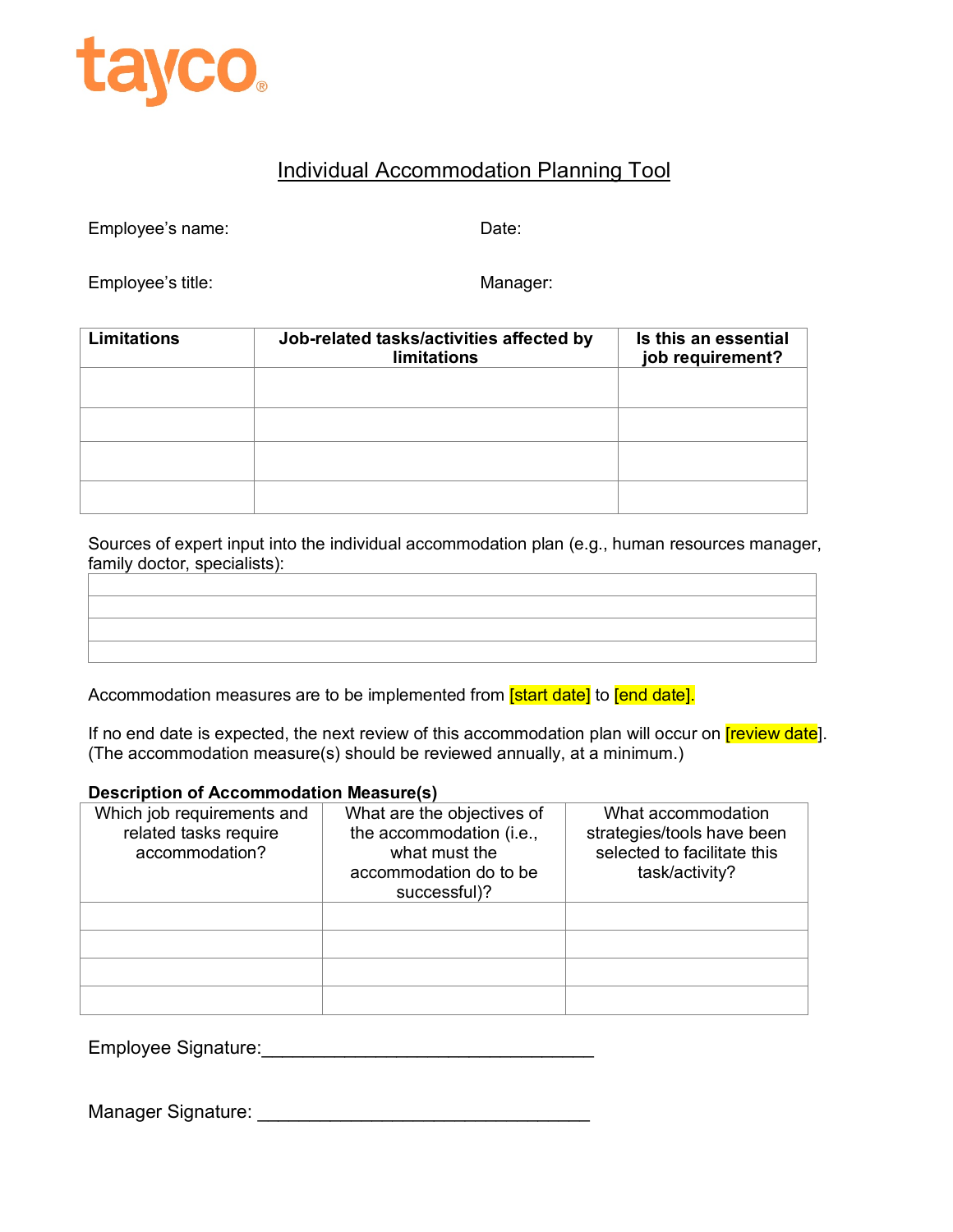tayco®

# Individual Accommodation Planning Tool

Employee's name: Date:

Employee's title: Manager:

| Limitations | Job-related tasks/activities affected by limitations | Is this an essential job requirement? |
| --- | --- | --- |
| | | |
| | | |
| | | |
| | | |

Sources of expert input into the individual accommodation plan (e.g., human resources manager, family doctor, specialists):

| |
| --- |
| |
| |
| |
| |

Accommodation measures are to be implemented from [start date] to [end date].

If no end date is expected, the next review of this accommodation plan will occur on [review date]. (The accommodation measure(s) should be reviewed annually, at a minimum.)

**Description of Accommodation Measure(s)**

| Which job requirements and related tasks require accommodation? | What are the objectives of the accommodation (i.e., what must the accommodation do to be successful)? | What accommodation strategies/tools have been selected to facilitate this task/activity? |
| --- | --- | --- |
| | | |
| | | |
| | | |
| | | |

Employee Signature:_________________________________

Manager Signature: _________________________________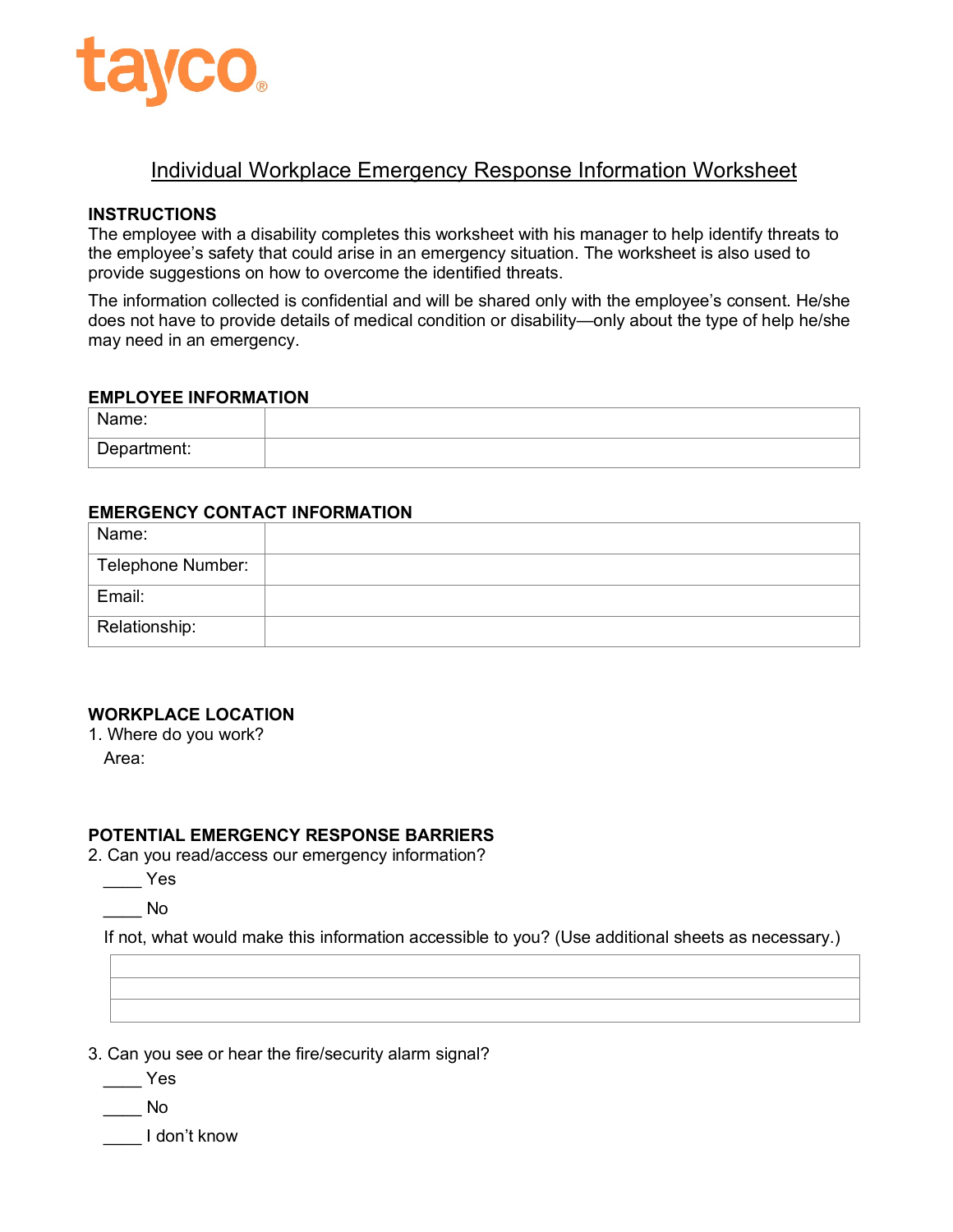tayco®

# Individual Workplace Emergency Response Information Worksheet

**INSTRUCTIONS**

The employee with a disability completes this worksheet with his manager to help identify threats to the employee's safety that could arise in an emergency situation. The worksheet is also used to provide suggestions on how to overcome the identified threats.

The information collected is confidential and will be shared only with the employee's consent. He/she does not have to provide details of medical condition or disability—only about the type of help he/she may need in an emergency.

**EMPLOYEE INFORMATION**

| | |
|---|---|
| Name: | |
| Department: | |

**EMERGENCY CONTACT INFORMATION**

| | |
|---|---|
| Name: | |
| Telephone Number: | |
| Email: | |
| Relationship: | |

**WORKPLACE LOCATION**

1. Where do you work?

   Area:

**POTENTIAL EMERGENCY RESPONSE BARRIERS**

2. Can you read/access our emergency information?

   ____ Yes

   ____ No

   If not, what would make this information accessible to you? (Use additional sheets as necessary.)

| |
|---|
| |
| |
| |

3. Can you see or hear the fire/security alarm signal?

   ____ Yes

   ____ No

   ____ I don't know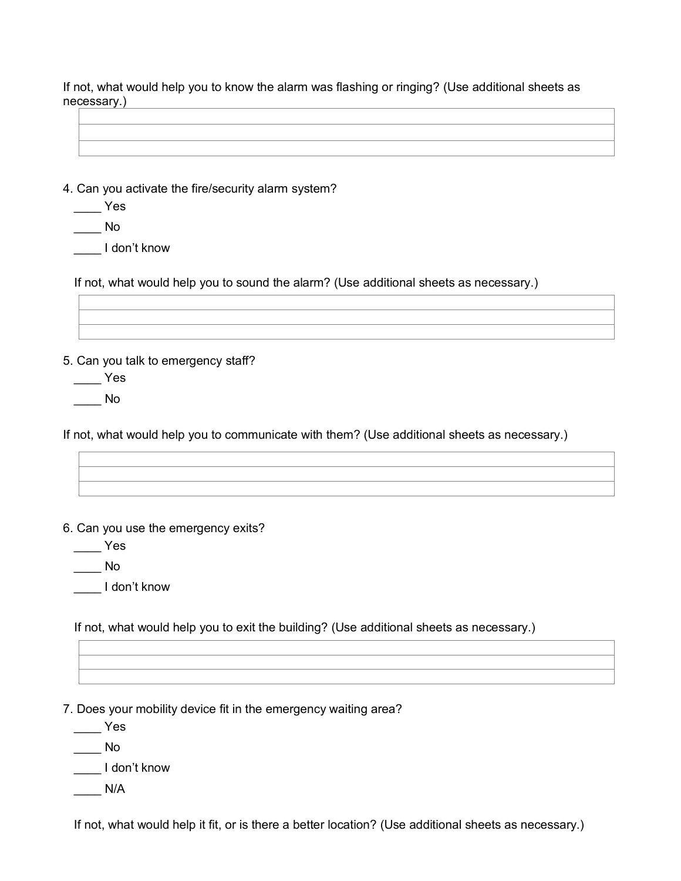If not, what would help you to know the alarm was flashing or ringing? (Use additional sheets as necessary.)

| |
|---|
| |
| |

4. Can you activate the fire/security alarm system?

____ Yes

____ No

____ I don't know

If not, what would help you to sound the alarm? (Use additional sheets as necessary.)

| |
|---|
| |
| |

5. Can you talk to emergency staff?

____ Yes

____ No

If not, what would help you to communicate with them? (Use additional sheets as necessary.)

| |
|---|
| |
| |

6. Can you use the emergency exits?

____ Yes

____ No

____ I don't know

If not, what would help you to exit the building? (Use additional sheets as necessary.)

| |
|---|
| |
| |

7. Does your mobility device fit in the emergency waiting area?

____ Yes

____ No

____ I don't know

____ N/A

If not, what would help it fit, or is there a better location? (Use additional sheets as necessary.)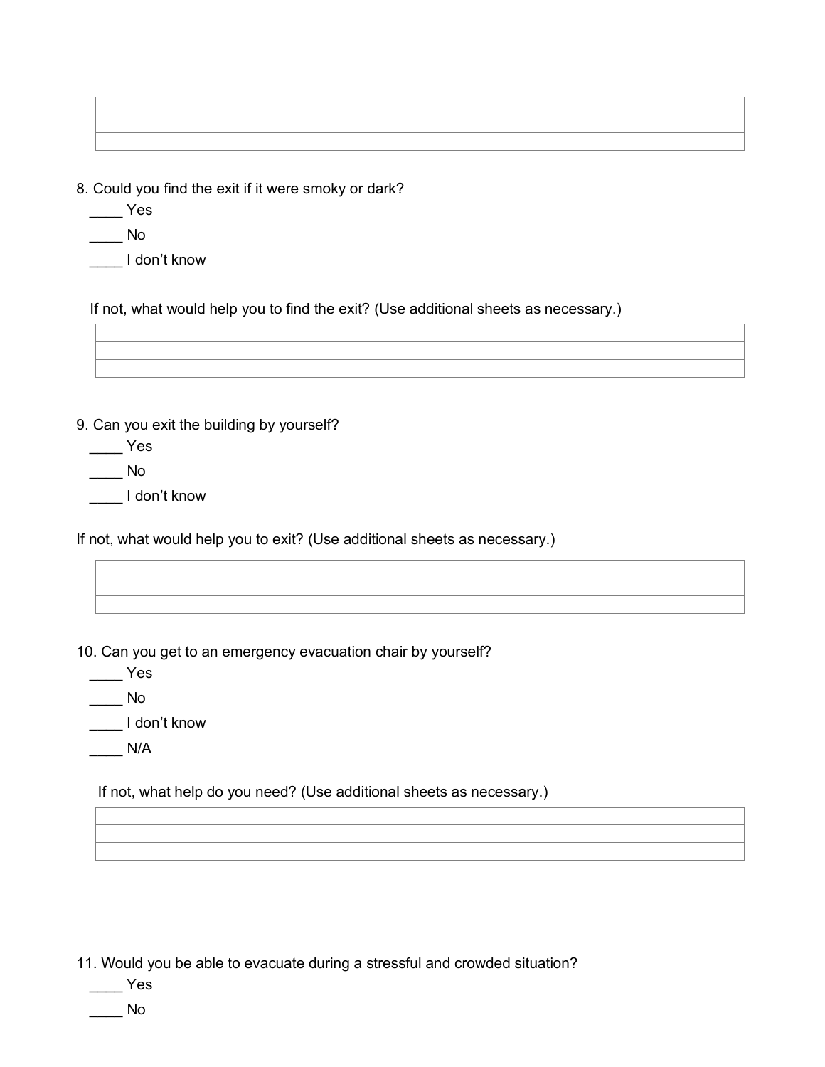| |
|---|
| |
| |

8. Could you find the exit if it were smoky or dark?

____ Yes

____ No

____ I don’t know

If not, what would help you to find the exit? (Use additional sheets as necessary.)

| |
|---|
| |
| |

9. Can you exit the building by yourself?

____ Yes

____ No

____ I don’t know

If not, what would help you to exit? (Use additional sheets as necessary.)

| |
|---|
| |
| |

10. Can you get to an emergency evacuation chair by yourself?

____ Yes

____ No

____ I don’t know

____ N/A

If not, what help do you need? (Use additional sheets as necessary.)

| |
|---|
| |
| |

11. Would you be able to evacuate during a stressful and crowded situation?

____ Yes

____ No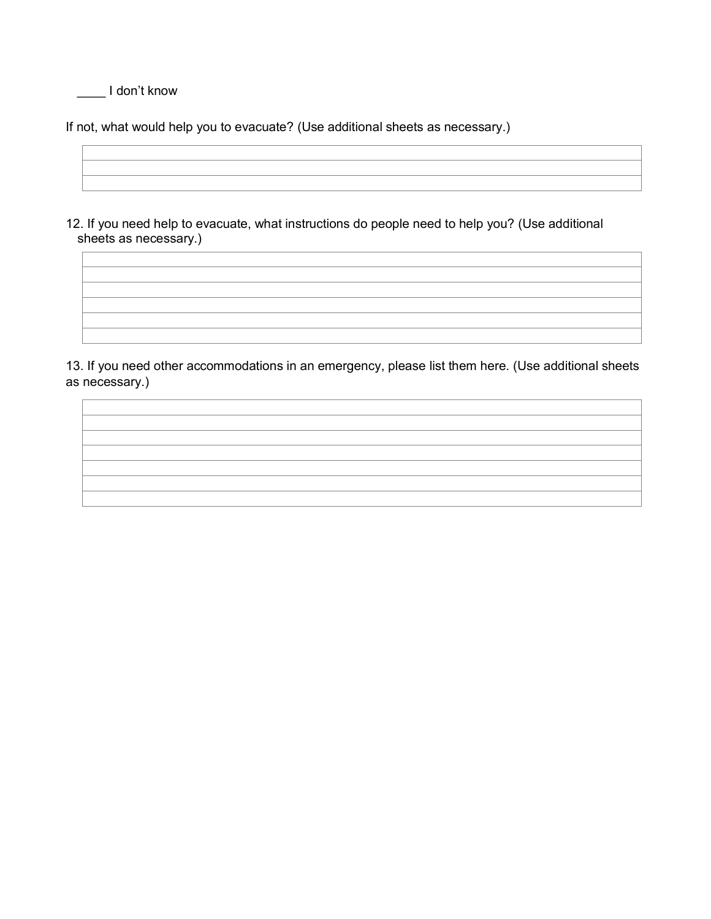____ I don't know

If not, what would help you to evacuate? (Use additional sheets as necessary.)

| |
|---|
| |
| |
| |

12. If you need help to evacuate, what instructions do people need to help you? (Use additional sheets as necessary.)

| |
|---|
| |
| |
| |
| |
| |
| |

13. If you need other accommodations in an emergency, please list them here. (Use additional sheets as necessary.)

| |
|---|
| |
| |
| |
| |
| |
| |
| |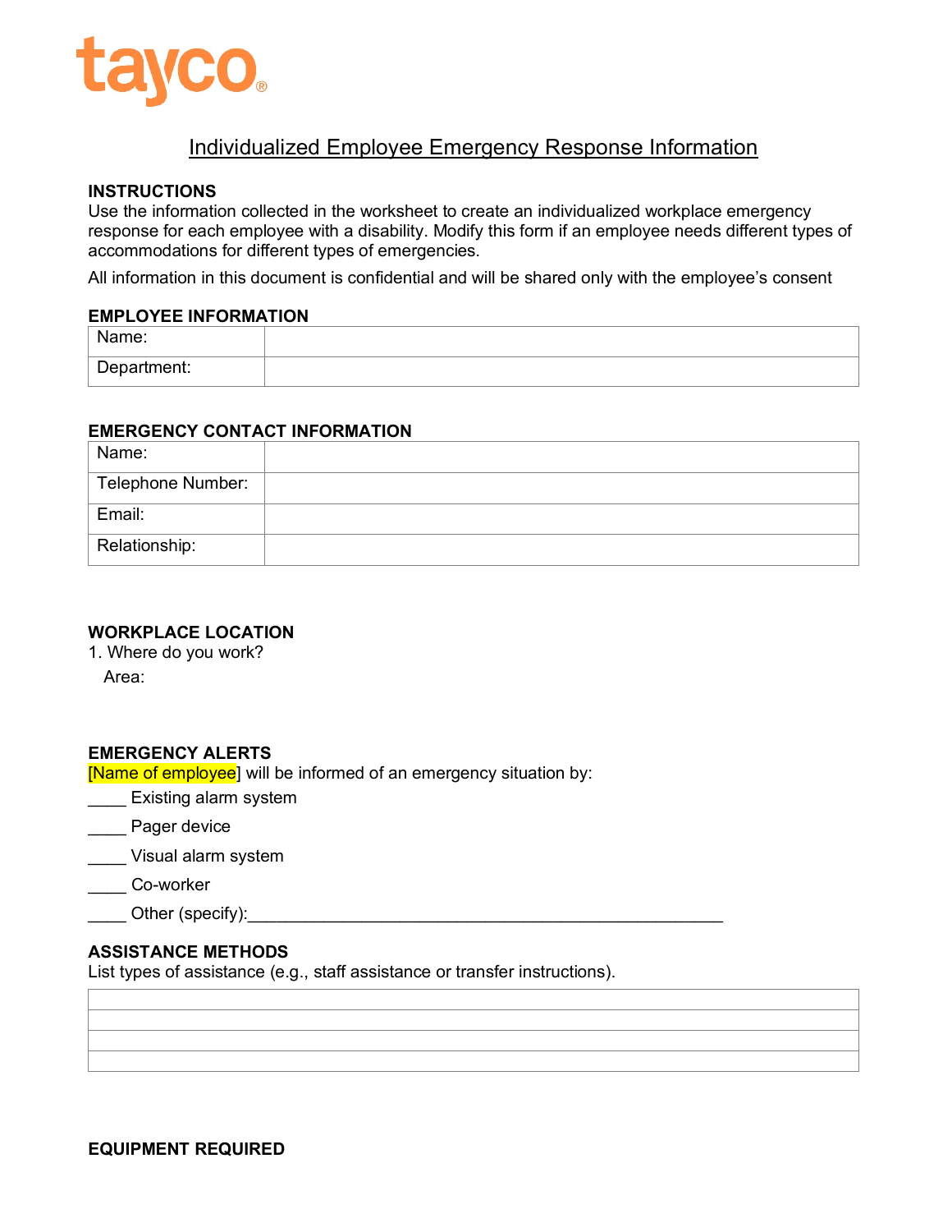tayco®

# Individualized Employee Emergency Response Information

**INSTRUCTIONS**

Use the information collected in the worksheet to create an individualized workplace emergency response for each employee with a disability. Modify this form if an employee needs different types of accommodations for different types of emergencies.

All information in this document is confidential and will be shared only with the employee's consent

**EMPLOYEE INFORMATION**

| Name: | |
|---|---|
| Department: | |

**EMERGENCY CONTACT INFORMATION**

| Name: | |
|---|---|
| Telephone Number: | |
| Email: | |
| Relationship: | |

**WORKPLACE LOCATION**

1. Where do you work?

   Area:

**EMERGENCY ALERTS**

[Name of employee] will be informed of an emergency situation by:

____ Existing alarm system

____ Pager device

____ Visual alarm system

____ Co-worker

____ Other (specify):_______________________________________________

**ASSISTANCE METHODS**

List types of assistance (e.g., staff assistance or transfer instructions).

| |
|---|
| |
| |
| |

**EQUIPMENT REQUIRED**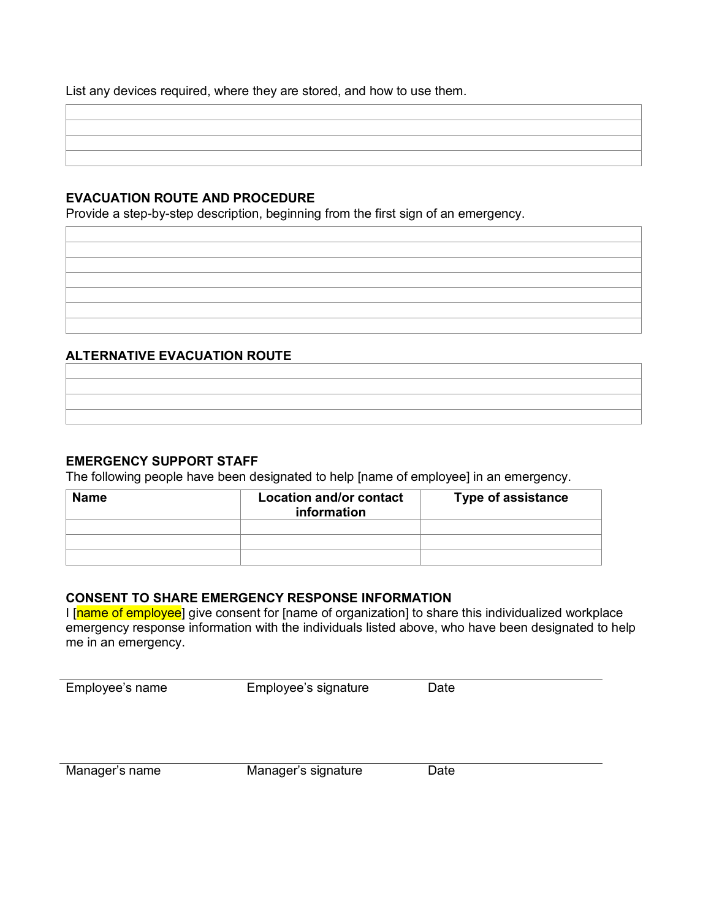List any devices required, where they are stored, and how to use them.

| |
|---|
| |
| |
| |
| |

### EVACUATION ROUTE AND PROCEDURE

Provide a step-by-step description, beginning from the first sign of an emergency.

| |
|---|
| |
| |
| |
| |
| |
| |
| |

### ALTERNATIVE EVACUATION ROUTE

| |
|---|
| |
| |
| |
| |

### EMERGENCY SUPPORT STAFF

The following people have been designated to help [name of employee] in an emergency.

| Name | Location and/or contact information | Type of assistance |
|---|---|---|
| | | |
| | | |
| | | |

### CONSENT TO SHARE EMERGENCY RESPONSE INFORMATION

I [name of employee] give consent for [name of organization] to share this individualized workplace emergency response information with the individuals listed above, who have been designated to help me in an emergency.

Employee's name    Employee's signature    Date

Manager's name    Manager's signature    Date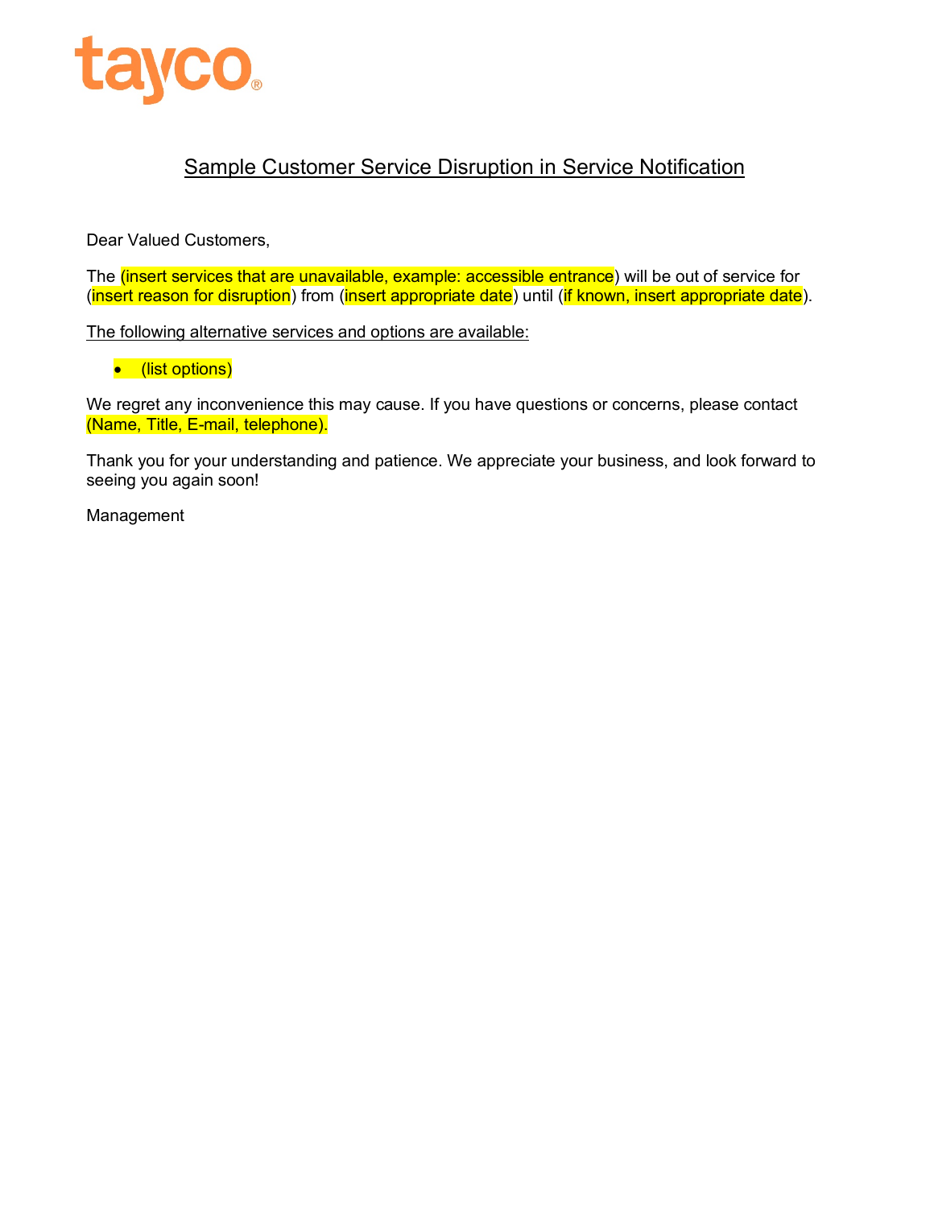tayco®

# Sample Customer Service Disruption in Service Notification

Dear Valued Customers,

The (insert services that are unavailable, example: accessible entrance) will be out of service for (insert reason for disruption) from (insert appropriate date) until (if known, insert appropriate date).

The following alternative services and options are available:

- (list options)

We regret any inconvenience this may cause. If you have questions or concerns, please contact (Name, Title, E-mail, telephone).

Thank you for your understanding and patience. We appreciate your business, and look forward to seeing you again soon!

Management